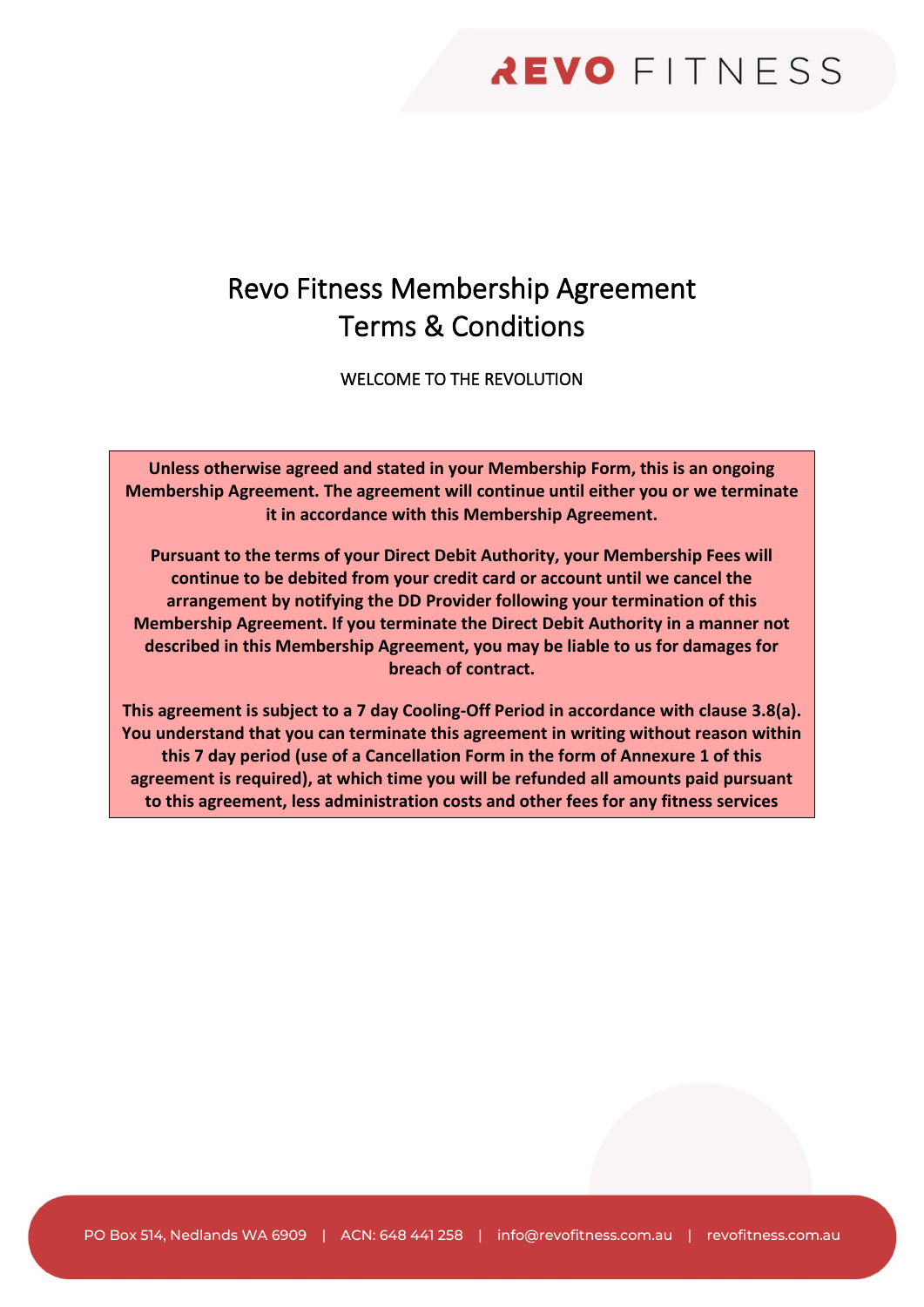# Revo Fitness Membership Agreement Terms & Conditions

WELCOME TO THE REVOLUTION

**Unless otherwise agreed and stated in your Membership Form, this is an ongoing Membership Agreement. The agreement will continue until either you or we terminate it in accordance with this Membership Agreement.**

**Pursuant to the terms of your Direct Debit Authority, your Membership Fees will continue to be debited from your credit card or account until we cancel the arrangement by notifying the DD Provider following your termination of this Membership Agreement. If you terminate the Direct Debit Authority in a manner not described in this Membership Agreement, you may be liable to us for damages for breach of contract.**

**This agreement is subject to a 7 day Cooling-Off Period in accordance with clause 3.8(a). You understand that you can terminate this agreement in writing without reason within this 7 day period (use of a Cancellation Form in the form of Annexure 1 of this agreement is required), at which time you will be refunded all amounts paid pursuant to this agreement, less administration costs and other fees for any fitness services**

PO Box 514, Nedlands WA 6909 | ACN: 648 441 258 | info@revofitness.com.au | revofitness.com.au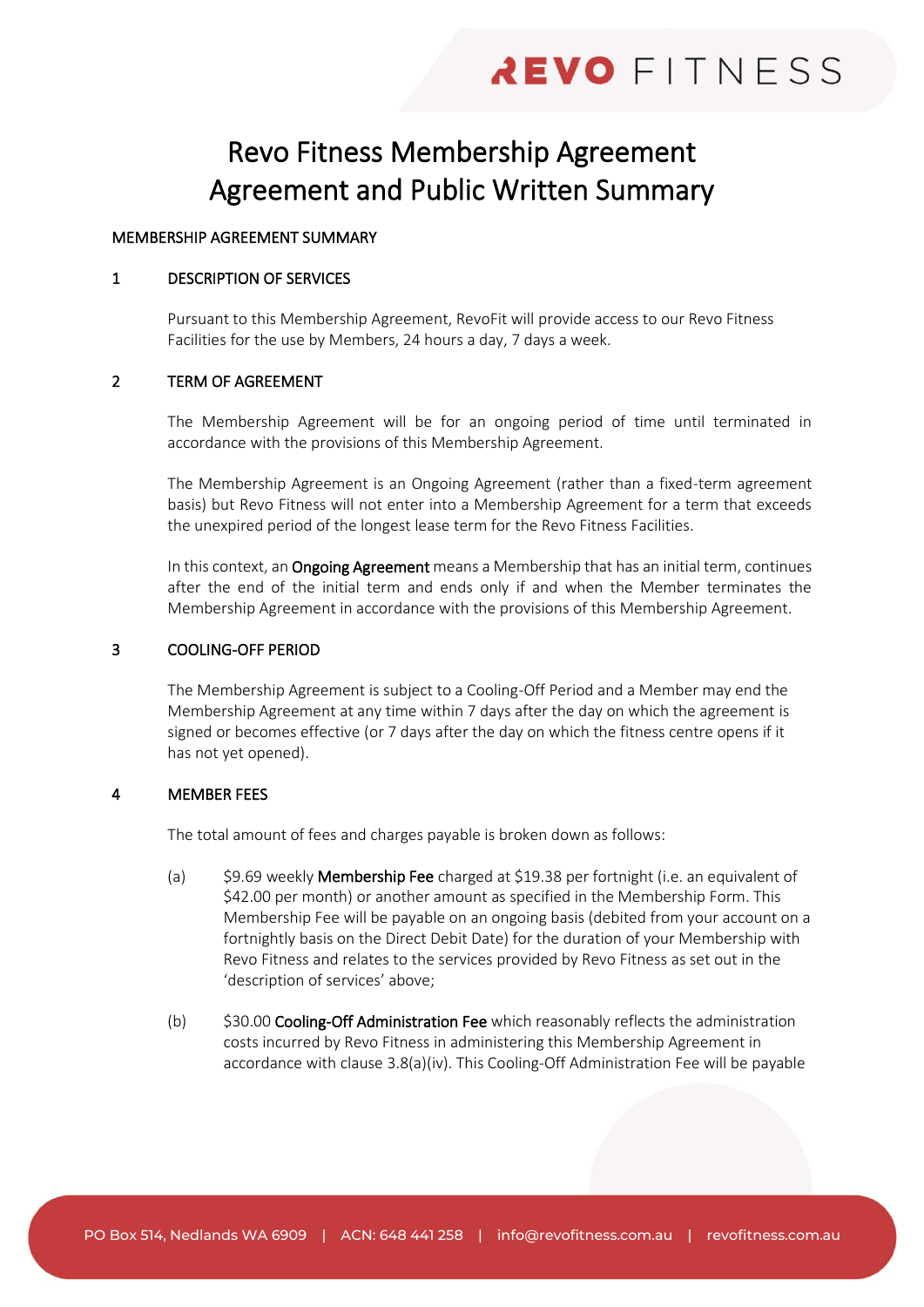// "REVO FITNESS" logo and footer omitted as running header/footer
# Revo Fitness Membership Agreement Agreement and Public Written Summary

MEMBERSHIP AGREEMENT SUMMARY

## 1 DESCRIPTION OF SERVICES

Pursuant to this Membership Agreement, RevoFit will provide access to our Revo Fitness Facilities for the use by Members, 24 hours a day, 7 days a week.

## 2 TERM OF AGREEMENT

The Membership Agreement will be for an ongoing period of time until terminated in accordance with the provisions of this Membership Agreement.

The Membership Agreement is an Ongoing Agreement (rather than a fixed-term agreement basis) but Revo Fitness will not enter into a Membership Agreement for a term that exceeds the unexpired period of the longest lease term for the Revo Fitness Facilities.

In this context, an **Ongoing Agreement** means a Membership that has an initial term, continues after the end of the initial term and ends only if and when the Member terminates the Membership Agreement in accordance with the provisions of this Membership Agreement.

## 3 COOLING-OFF PERIOD

The Membership Agreement is subject to a Cooling-Off Period and a Member may end the Membership Agreement at any time within 7 days after the day on which the agreement is signed or becomes effective (or 7 days after the day on which the fitness centre opens if it has not yet opened).

## 4 MEMBER FEES

The total amount of fees and charges payable is broken down as follows:

(a) $9.69 weekly **Membership Fee** charged at $19.38 per fortnight (i.e. an equivalent of $42.00 per month) or another amount as specified in the Membership Form. This Membership Fee will be payable on an ongoing basis (debited from your account on a fortnightly basis on the Direct Debit Date) for the duration of your Membership with Revo Fitness and relates to the services provided by Revo Fitness as set out in the 'description of services' above;

(b) $30.00 **Cooling-Off Administration Fee** which reasonably reflects the administration costs incurred by Revo Fitness in administering this Membership Agreement in accordance with clause 3.8(a)(iv). This Cooling-Off Administration Fee will be payable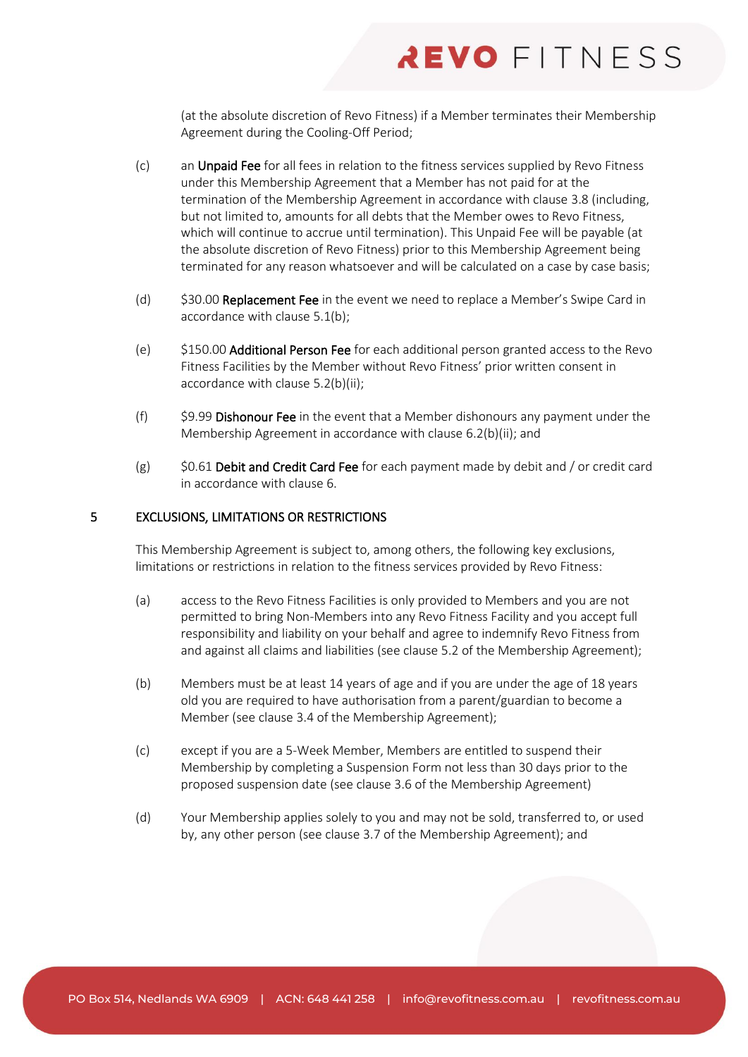(at the absolute discretion of Revo Fitness) if a Member terminates their Membership Agreement during the Cooling-Off Period;

(c) an **Unpaid Fee** for all fees in relation to the fitness services supplied by Revo Fitness under this Membership Agreement that a Member has not paid for at the termination of the Membership Agreement in accordance with clause 3.8 (including, but not limited to, amounts for all debts that the Member owes to Revo Fitness, which will continue to accrue until termination). This Unpaid Fee will be payable (at the absolute discretion of Revo Fitness) prior to this Membership Agreement being terminated for any reason whatsoever and will be calculated on a case by case basis;

(d) $30.00 **Replacement Fee** in the event we need to replace a Member's Swipe Card in accordance with clause 5.1(b);

(e) $150.00 **Additional Person Fee** for each additional person granted access to the Revo Fitness Facilities by the Member without Revo Fitness' prior written consent in accordance with clause 5.2(b)(ii);

(f) $9.99 **Dishonour Fee** in the event that a Member dishonours any payment under the Membership Agreement in accordance with clause 6.2(b)(ii); and

(g) $0.61 **Debit and Credit Card Fee** for each payment made by debit and / or credit card in accordance with clause 6.

## 5 EXCLUSIONS, LIMITATIONS OR RESTRICTIONS

This Membership Agreement is subject to, among others, the following key exclusions, limitations or restrictions in relation to the fitness services provided by Revo Fitness:

(a) access to the Revo Fitness Facilities is only provided to Members and you are not permitted to bring Non-Members into any Revo Fitness Facility and you accept full responsibility and liability on your behalf and agree to indemnify Revo Fitness from and against all claims and liabilities (see clause 5.2 of the Membership Agreement);

(b) Members must be at least 14 years of age and if you are under the age of 18 years old you are required to have authorisation from a parent/guardian to become a Member (see clause 3.4 of the Membership Agreement);

(c) except if you are a 5-Week Member, Members are entitled to suspend their Membership by completing a Suspension Form not less than 30 days prior to the proposed suspension date (see clause 3.6 of the Membership Agreement)

(d) Your Membership applies solely to you and may not be sold, transferred to, or used by, any other person (see clause 3.7 of the Membership Agreement); and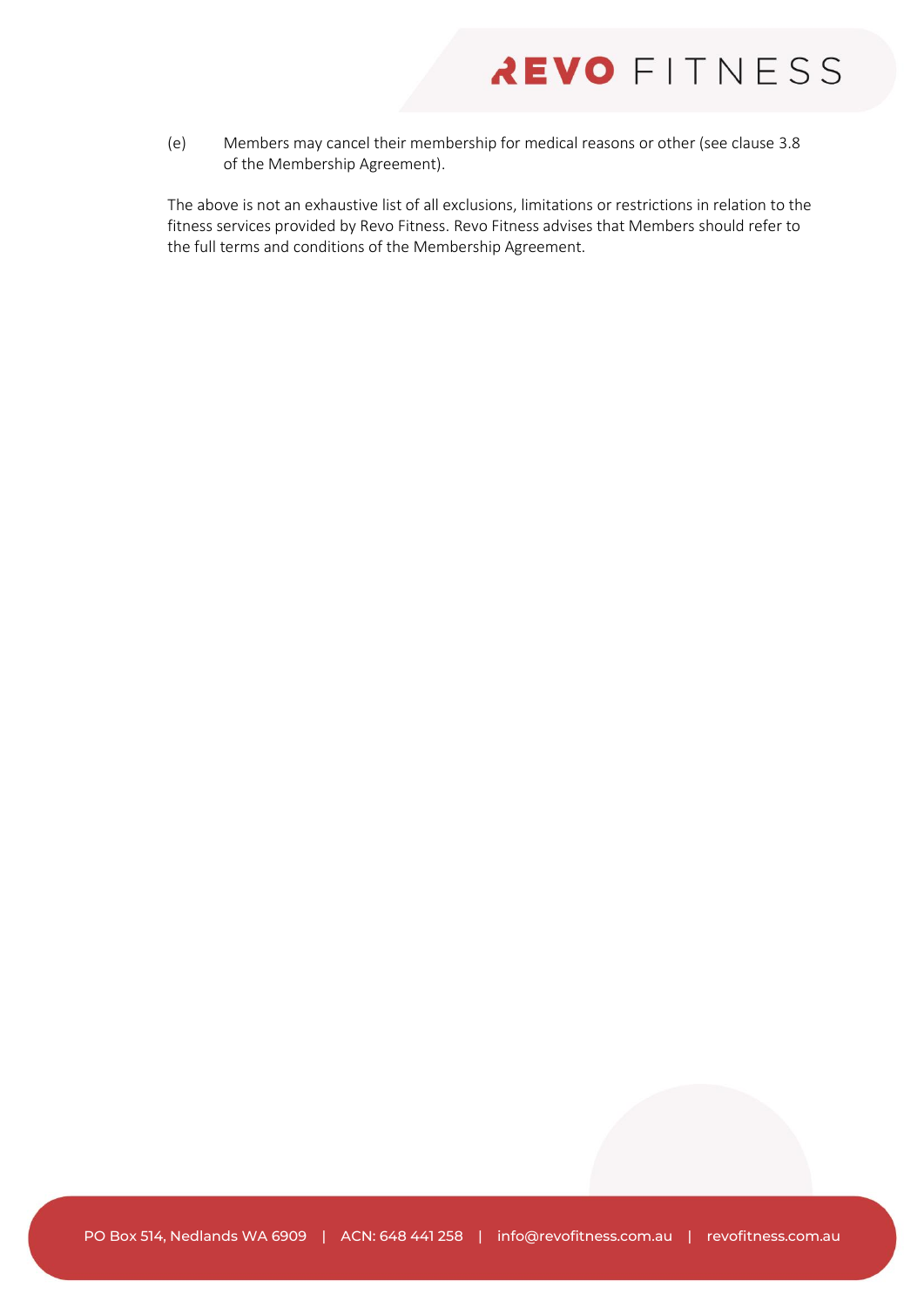(e) Members may cancel their membership for medical reasons or other (see clause 3.8 of the Membership Agreement).

The above is not an exhaustive list of all exclusions, limitations or restrictions in relation to the fitness services provided by Revo Fitness. Revo Fitness advises that Members should refer to the full terms and conditions of the Membership Agreement.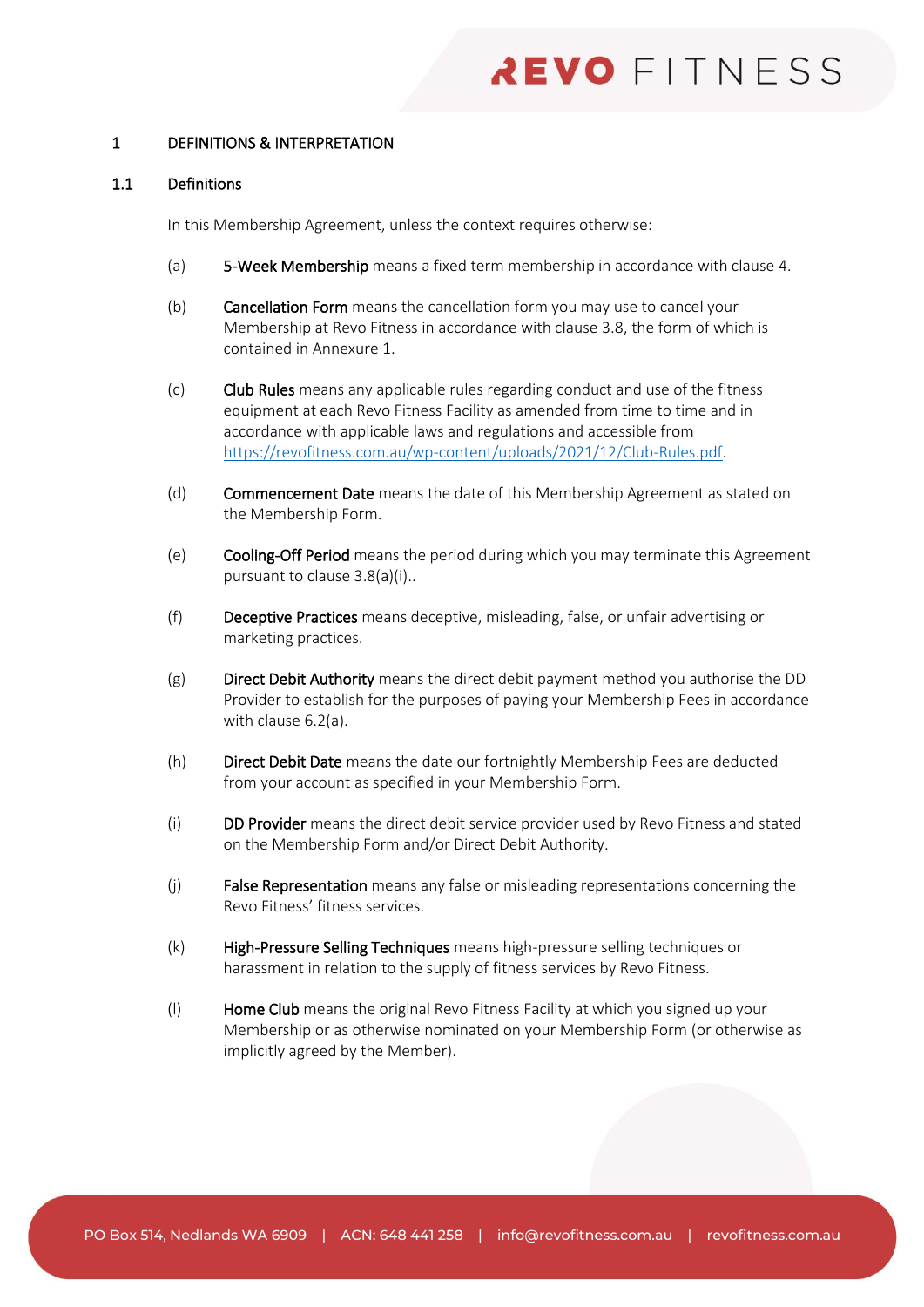## 1 DEFINITIONS & INTERPRETATION

### 1.1 Definitions

In this Membership Agreement, unless the context requires otherwise:

(a) **5-Week Membership** means a fixed term membership in accordance with clause 4.

(b) **Cancellation Form** means the cancellation form you may use to cancel your Membership at Revo Fitness in accordance with clause 3.8, the form of which is contained in Annexure 1.

(c) **Club Rules** means any applicable rules regarding conduct and use of the fitness equipment at each Revo Fitness Facility as amended from time to time and in accordance with applicable laws and regulations and accessible from https://revofitness.com.au/wp-content/uploads/2021/12/Club-Rules.pdf.

(d) **Commencement Date** means the date of this Membership Agreement as stated on the Membership Form.

(e) **Cooling-Off Period** means the period during which you may terminate this Agreement pursuant to clause 3.8(a)(i)..

(f) **Deceptive Practices** means deceptive, misleading, false, or unfair advertising or marketing practices.

(g) **Direct Debit Authority** means the direct debit payment method you authorise the DD Provider to establish for the purposes of paying your Membership Fees in accordance with clause 6.2(a).

(h) **Direct Debit Date** means the date our fortnightly Membership Fees are deducted from your account as specified in your Membership Form.

(i) **DD Provider** means the direct debit service provider used by Revo Fitness and stated on the Membership Form and/or Direct Debit Authority.

(j) **False Representation** means any false or misleading representations concerning the Revo Fitness' fitness services.

(k) **High-Pressure Selling Techniques** means high-pressure selling techniques or harassment in relation to the supply of fitness services by Revo Fitness.

(l) **Home Club** means the original Revo Fitness Facility at which you signed up your Membership or as otherwise nominated on your Membership Form (or otherwise as implicitly agreed by the Member).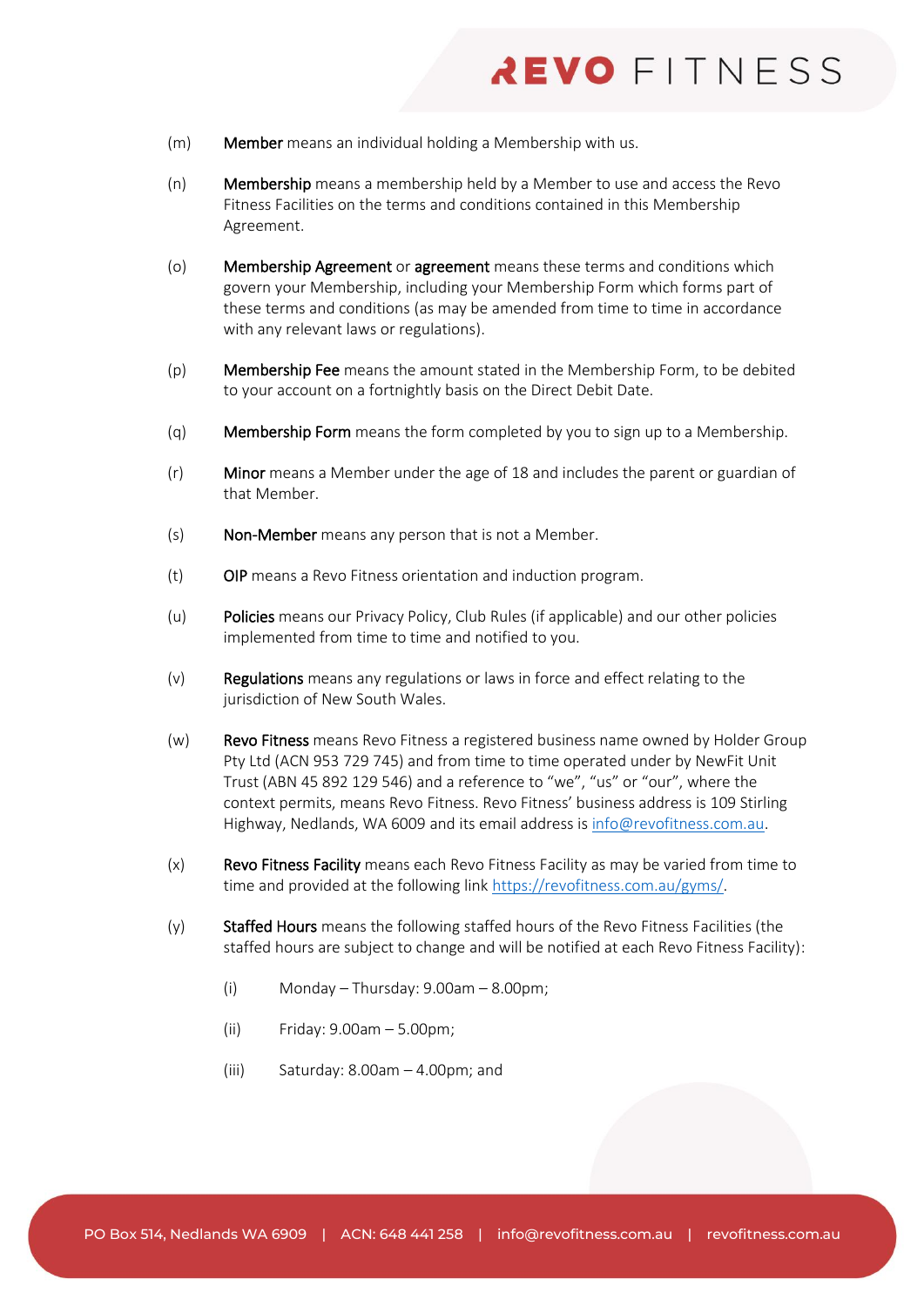(m) **Member** means an individual holding a Membership with us.

(n) **Membership** means a membership held by a Member to use and access the Revo Fitness Facilities on the terms and conditions contained in this Membership Agreement.

(o) **Membership Agreement** or **agreement** means these terms and conditions which govern your Membership, including your Membership Form which forms part of these terms and conditions (as may be amended from time to time in accordance with any relevant laws or regulations).

(p) **Membership Fee** means the amount stated in the Membership Form, to be debited to your account on a fortnightly basis on the Direct Debit Date.

(q) **Membership Form** means the form completed by you to sign up to a Membership.

(r) **Minor** means a Member under the age of 18 and includes the parent or guardian of that Member.

(s) **Non-Member** means any person that is not a Member.

(t) **OIP** means a Revo Fitness orientation and induction program.

(u) **Policies** means our Privacy Policy, Club Rules (if applicable) and our other policies implemented from time to time and notified to you.

(v) **Regulations** means any regulations or laws in force and effect relating to the jurisdiction of New South Wales.

(w) **Revo Fitness** means Revo Fitness a registered business name owned by Holder Group Pty Ltd (ACN 953 729 745) and from time to time operated under by NewFit Unit Trust (ABN 45 892 129 546) and a reference to "we", "us" or "our", where the context permits, means Revo Fitness. Revo Fitness' business address is 109 Stirling Highway, Nedlands, WA 6009 and its email address is info@revofitness.com.au.

(x) **Revo Fitness Facility** means each Revo Fitness Facility as may be varied from time to time and provided at the following link https://revofitness.com.au/gyms/.

(y) **Staffed Hours** means the following staffed hours of the Revo Fitness Facilities (the staffed hours are subject to change and will be notified at each Revo Fitness Facility):

  (i) Monday – Thursday: 9.00am – 8.00pm;

  (ii) Friday: 9.00am – 5.00pm;

  (iii) Saturday: 8.00am – 4.00pm; and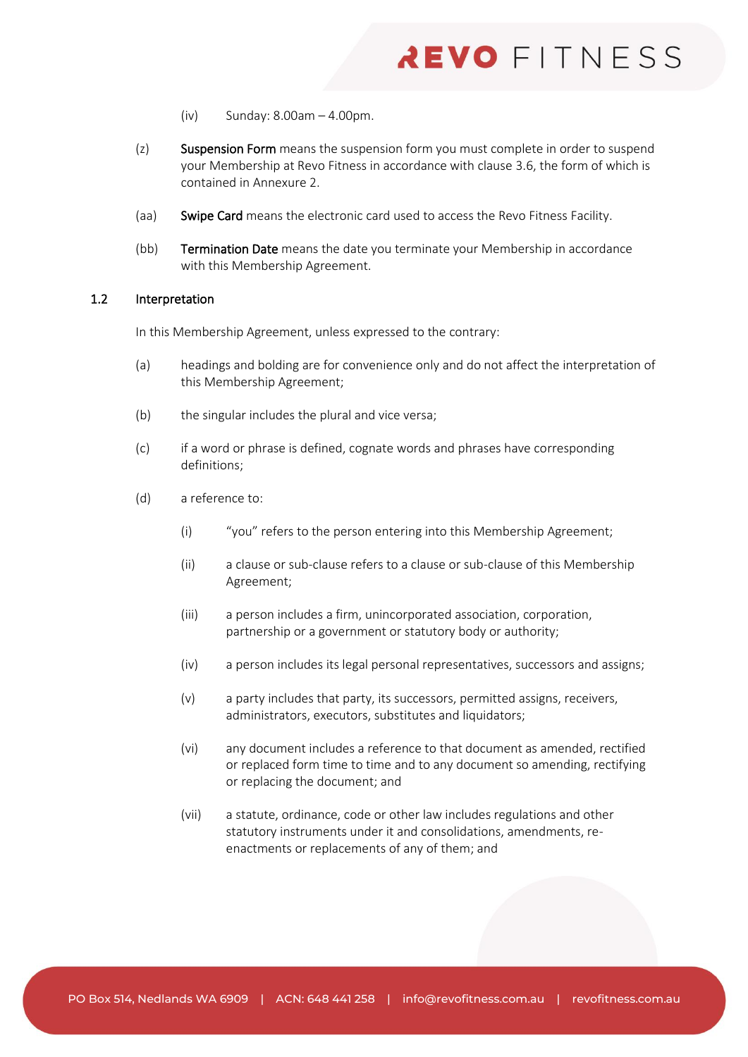(iv) Sunday: 8.00am – 4.00pm.

(z) **Suspension Form** means the suspension form you must complete in order to suspend your Membership at Revo Fitness in accordance with clause 3.6, the form of which is contained in Annexure 2.

(aa) **Swipe Card** means the electronic card used to access the Revo Fitness Facility.

(bb) **Termination Date** means the date you terminate your Membership in accordance with this Membership Agreement.

### 1.2 Interpretation

In this Membership Agreement, unless expressed to the contrary:

(a) headings and bolding are for convenience only and do not affect the interpretation of this Membership Agreement;

(b) the singular includes the plural and vice versa;

(c) if a word or phrase is defined, cognate words and phrases have corresponding definitions;

(d) a reference to:

(i) "you" refers to the person entering into this Membership Agreement;

(ii) a clause or sub-clause refers to a clause or sub-clause of this Membership Agreement;

(iii) a person includes a firm, unincorporated association, corporation, partnership or a government or statutory body or authority;

(iv) a person includes its legal personal representatives, successors and assigns;

(v) a party includes that party, its successors, permitted assigns, receivers, administrators, executors, substitutes and liquidators;

(vi) any document includes a reference to that document as amended, rectified or replaced form time to time and to any document so amending, rectifying or replacing the document; and

(vii) a statute, ordinance, code or other law includes regulations and other statutory instruments under it and consolidations, amendments, re-enactments or replacements of any of them; and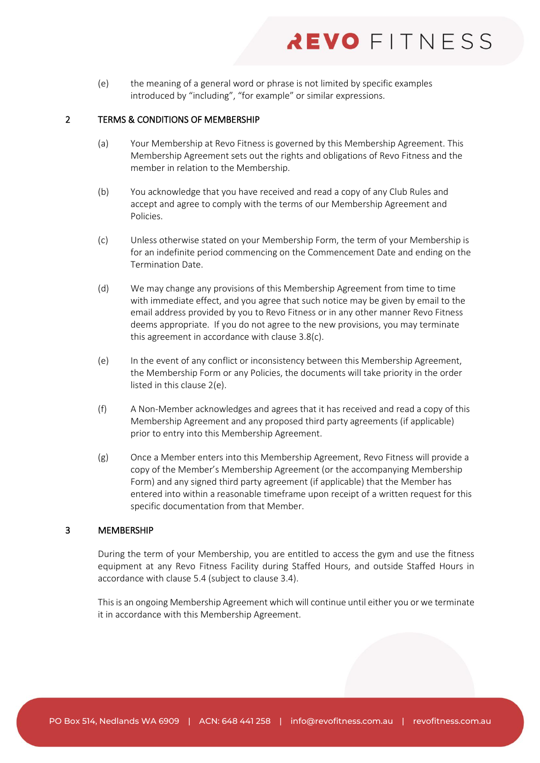(e) the meaning of a general word or phrase is not limited by specific examples introduced by "including", "for example" or similar expressions.

## 2 TERMS & CONDITIONS OF MEMBERSHIP

(a) Your Membership at Revo Fitness is governed by this Membership Agreement. This Membership Agreement sets out the rights and obligations of Revo Fitness and the member in relation to the Membership.

(b) You acknowledge that you have received and read a copy of any Club Rules and accept and agree to comply with the terms of our Membership Agreement and Policies.

(c) Unless otherwise stated on your Membership Form, the term of your Membership is for an indefinite period commencing on the Commencement Date and ending on the Termination Date.

(d) We may change any provisions of this Membership Agreement from time to time with immediate effect, and you agree that such notice may be given by email to the email address provided by you to Revo Fitness or in any other manner Revo Fitness deems appropriate. If you do not agree to the new provisions, you may terminate this agreement in accordance with clause 3.8(c).

(e) In the event of any conflict or inconsistency between this Membership Agreement, the Membership Form or any Policies, the documents will take priority in the order listed in this clause 2(e).

(f) A Non-Member acknowledges and agrees that it has received and read a copy of this Membership Agreement and any proposed third party agreements (if applicable) prior to entry into this Membership Agreement.

(g) Once a Member enters into this Membership Agreement, Revo Fitness will provide a copy of the Member's Membership Agreement (or the accompanying Membership Form) and any signed third party agreement (if applicable) that the Member has entered into within a reasonable timeframe upon receipt of a written request for this specific documentation from that Member.

## 3 MEMBERSHIP

During the term of your Membership, you are entitled to access the gym and use the fitness equipment at any Revo Fitness Facility during Staffed Hours, and outside Staffed Hours in accordance with clause 5.4 (subject to clause 3.4).

This is an ongoing Membership Agreement which will continue until either you or we terminate it in accordance with this Membership Agreement.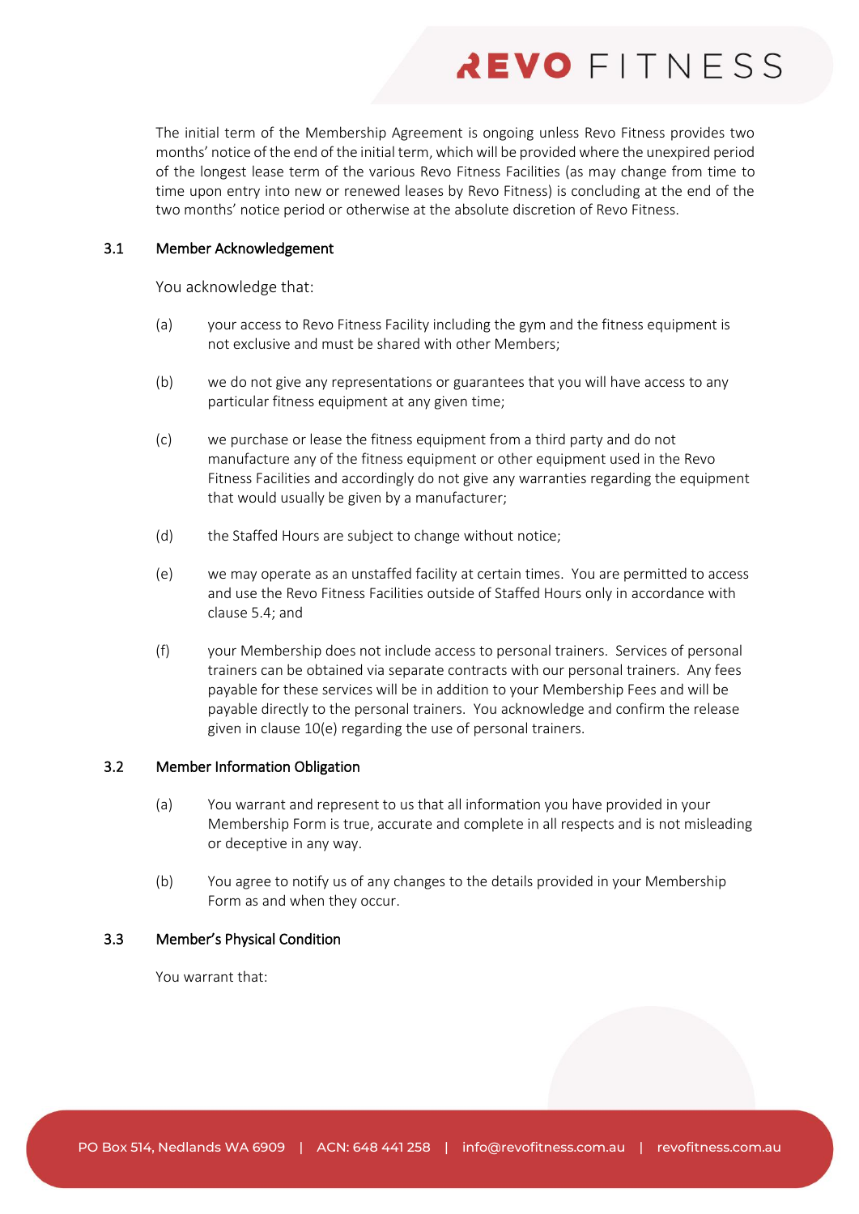The initial term of the Membership Agreement is ongoing unless Revo Fitness provides two months' notice of the end of the initial term, which will be provided where the unexpired period of the longest lease term of the various Revo Fitness Facilities (as may change from time to time upon entry into new or renewed leases by Revo Fitness) is concluding at the end of the two months' notice period or otherwise at the absolute discretion of Revo Fitness.

### 3.1 Member Acknowledgement

You acknowledge that:

(a) your access to Revo Fitness Facility including the gym and the fitness equipment is not exclusive and must be shared with other Members;

(b) we do not give any representations or guarantees that you will have access to any particular fitness equipment at any given time;

(c) we purchase or lease the fitness equipment from a third party and do not manufacture any of the fitness equipment or other equipment used in the Revo Fitness Facilities and accordingly do not give any warranties regarding the equipment that would usually be given by a manufacturer;

(d) the Staffed Hours are subject to change without notice;

(e) we may operate as an unstaffed facility at certain times. You are permitted to access and use the Revo Fitness Facilities outside of Staffed Hours only in accordance with clause 5.4; and

(f) your Membership does not include access to personal trainers. Services of personal trainers can be obtained via separate contracts with our personal trainers. Any fees payable for these services will be in addition to your Membership Fees and will be payable directly to the personal trainers. You acknowledge and confirm the release given in clause 10(e) regarding the use of personal trainers.

### 3.2 Member Information Obligation

(a) You warrant and represent to us that all information you have provided in your Membership Form is true, accurate and complete in all respects and is not misleading or deceptive in any way.

(b) You agree to notify us of any changes to the details provided in your Membership Form as and when they occur.

### 3.3 Member's Physical Condition

You warrant that: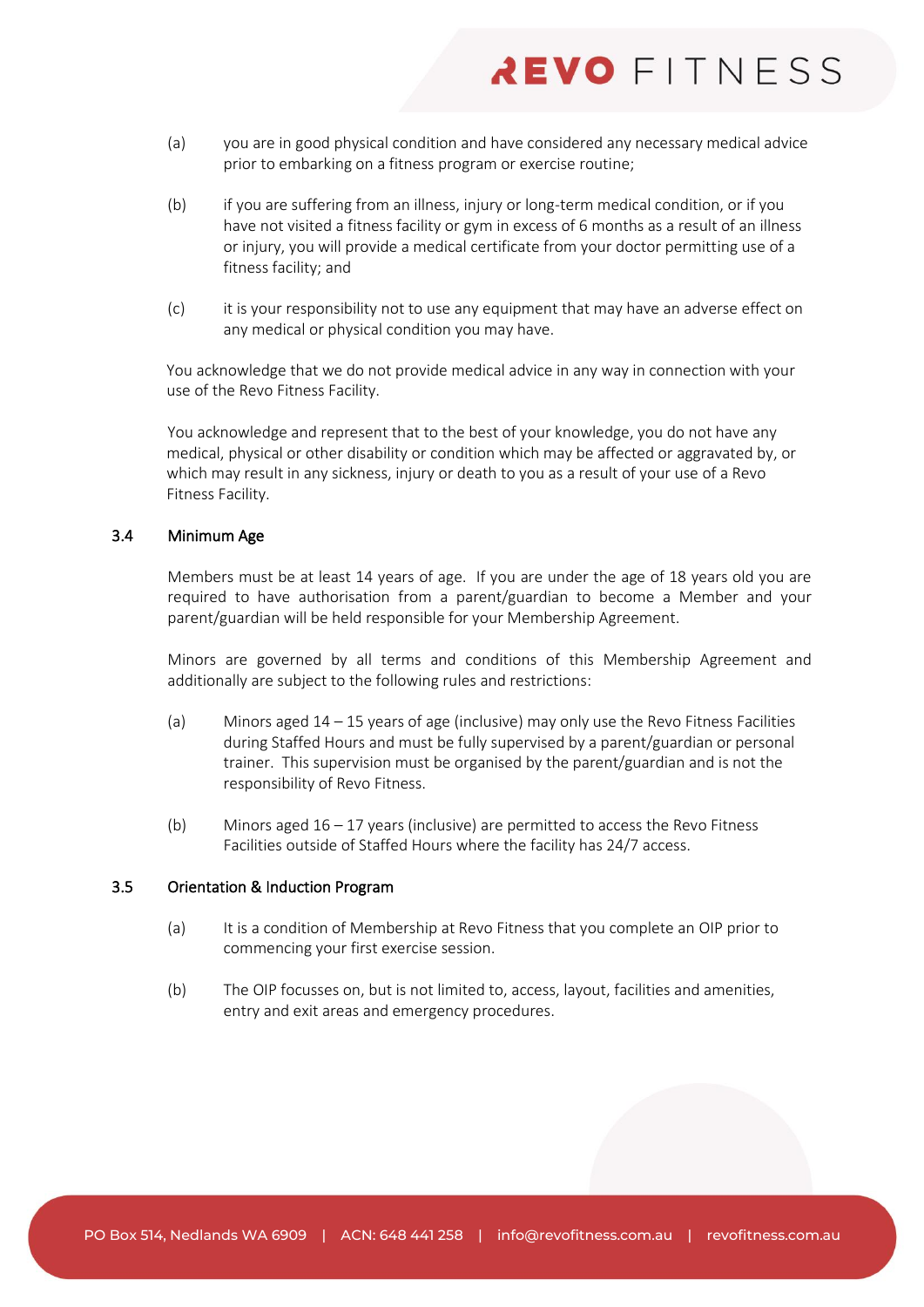(a) you are in good physical condition and have considered any necessary medical advice prior to embarking on a fitness program or exercise routine;

(b) if you are suffering from an illness, injury or long-term medical condition, or if you have not visited a fitness facility or gym in excess of 6 months as a result of an illness or injury, you will provide a medical certificate from your doctor permitting use of a fitness facility; and

(c) it is your responsibility not to use any equipment that may have an adverse effect on any medical or physical condition you may have.

You acknowledge that we do not provide medical advice in any way in connection with your use of the Revo Fitness Facility.

You acknowledge and represent that to the best of your knowledge, you do not have any medical, physical or other disability or condition which may be affected or aggravated by, or which may result in any sickness, injury or death to you as a result of your use of a Revo Fitness Facility.

### 3.4 Minimum Age

Members must be at least 14 years of age. If you are under the age of 18 years old you are required to have authorisation from a parent/guardian to become a Member and your parent/guardian will be held responsible for your Membership Agreement.

Minors are governed by all terms and conditions of this Membership Agreement and additionally are subject to the following rules and restrictions:

(a) Minors aged 14 – 15 years of age (inclusive) may only use the Revo Fitness Facilities during Staffed Hours and must be fully supervised by a parent/guardian or personal trainer. This supervision must be organised by the parent/guardian and is not the responsibility of Revo Fitness.

(b) Minors aged 16 – 17 years (inclusive) are permitted to access the Revo Fitness Facilities outside of Staffed Hours where the facility has 24/7 access.

### 3.5 Orientation & Induction Program

(a) It is a condition of Membership at Revo Fitness that you complete an OIP prior to commencing your first exercise session.

(b) The OIP focusses on, but is not limited to, access, layout, facilities and amenities, entry and exit areas and emergency procedures.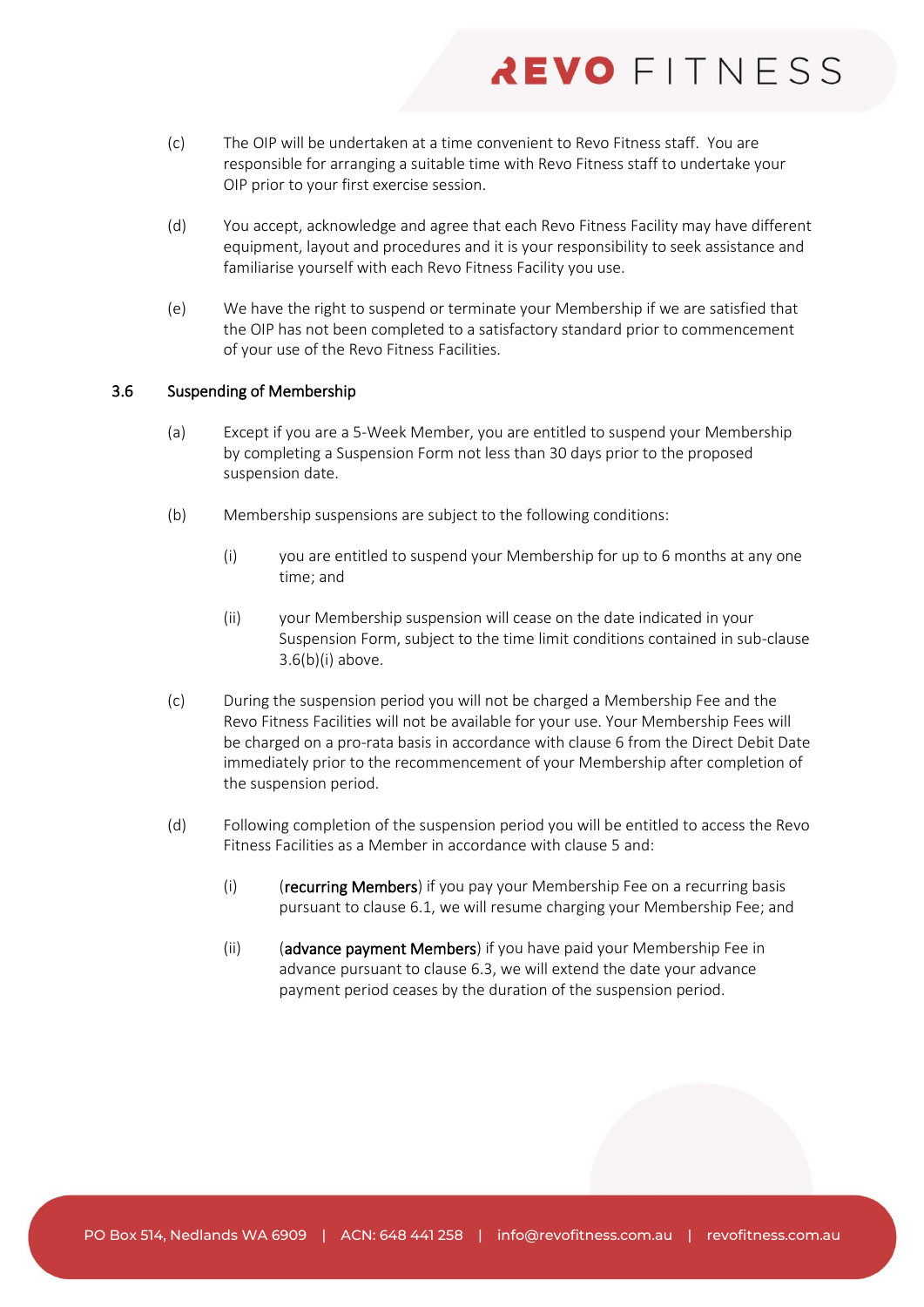(c) The OIP will be undertaken at a time convenient to Revo Fitness staff. You are responsible for arranging a suitable time with Revo Fitness staff to undertake your OIP prior to your first exercise session.

(d) You accept, acknowledge and agree that each Revo Fitness Facility may have different equipment, layout and procedures and it is your responsibility to seek assistance and familiarise yourself with each Revo Fitness Facility you use.

(e) We have the right to suspend or terminate your Membership if we are satisfied that the OIP has not been completed to a satisfactory standard prior to commencement of your use of the Revo Fitness Facilities.

### 3.6 Suspending of Membership

(a) Except if you are a 5-Week Member, you are entitled to suspend your Membership by completing a Suspension Form not less than 30 days prior to the proposed suspension date.

(b) Membership suspensions are subject to the following conditions:

(i) you are entitled to suspend your Membership for up to 6 months at any one time; and

(ii) your Membership suspension will cease on the date indicated in your Suspension Form, subject to the time limit conditions contained in sub-clause 3.6(b)(i) above.

(c) During the suspension period you will not be charged a Membership Fee and the Revo Fitness Facilities will not be available for your use. Your Membership Fees will be charged on a pro-rata basis in accordance with clause 6 from the Direct Debit Date immediately prior to the recommencement of your Membership after completion of the suspension period.

(d) Following completion of the suspension period you will be entitled to access the Revo Fitness Facilities as a Member in accordance with clause 5 and:

(i) (**recurring Members**) if you pay your Membership Fee on a recurring basis pursuant to clause 6.1, we will resume charging your Membership Fee; and

(ii) (**advance payment Members**) if you have paid your Membership Fee in advance pursuant to clause 6.3, we will extend the date your advance payment period ceases by the duration of the suspension period.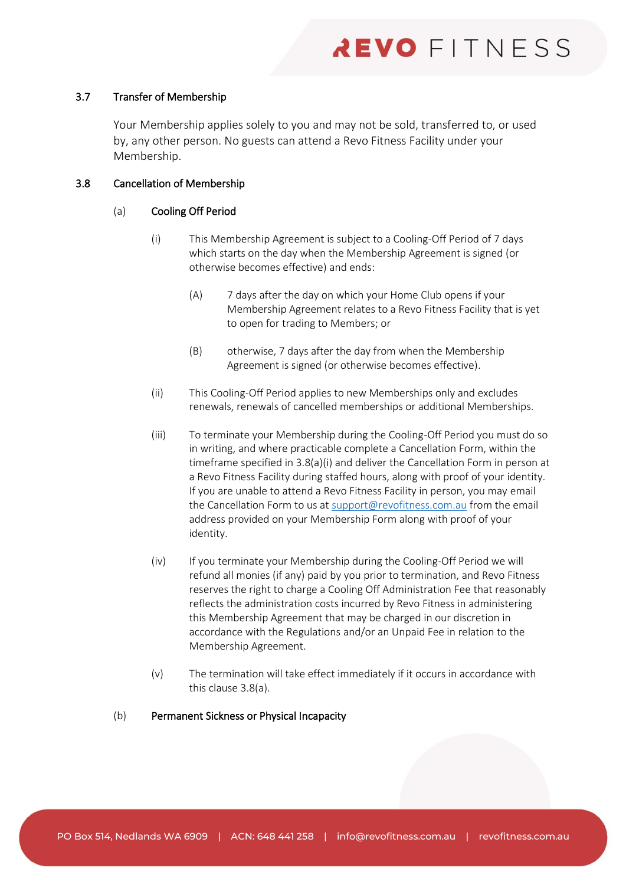### 3.7 Transfer of Membership

Your Membership applies solely to you and may not be sold, transferred to, or used by, any other person. No guests can attend a Revo Fitness Facility under your Membership.

### 3.8 Cancellation of Membership

(a) **Cooling Off Period**

(i) This Membership Agreement is subject to a Cooling-Off Period of 7 days which starts on the day when the Membership Agreement is signed (or otherwise becomes effective) and ends:

(A) 7 days after the day on which your Home Club opens if your Membership Agreement relates to a Revo Fitness Facility that is yet to open for trading to Members; or

(B) otherwise, 7 days after the day from when the Membership Agreement is signed (or otherwise becomes effective).

(ii) This Cooling-Off Period applies to new Memberships only and excludes renewals, renewals of cancelled memberships or additional Memberships.

(iii) To terminate your Membership during the Cooling-Off Period you must do so in writing, and where practicable complete a Cancellation Form, within the timeframe specified in 3.8(a)(i) and deliver the Cancellation Form in person at a Revo Fitness Facility during staffed hours, along with proof of your identity. If you are unable to attend a Revo Fitness Facility in person, you may email the Cancellation Form to us at support@revofitness.com.au from the email address provided on your Membership Form along with proof of your identity.

(iv) If you terminate your Membership during the Cooling-Off Period we will refund all monies (if any) paid by you prior to termination, and Revo Fitness reserves the right to charge a Cooling Off Administration Fee that reasonably reflects the administration costs incurred by Revo Fitness in administering this Membership Agreement that may be charged in our discretion in accordance with the Regulations and/or an Unpaid Fee in relation to the Membership Agreement.

(v) The termination will take effect immediately if it occurs in accordance with this clause 3.8(a).

(b) **Permanent Sickness or Physical Incapacity**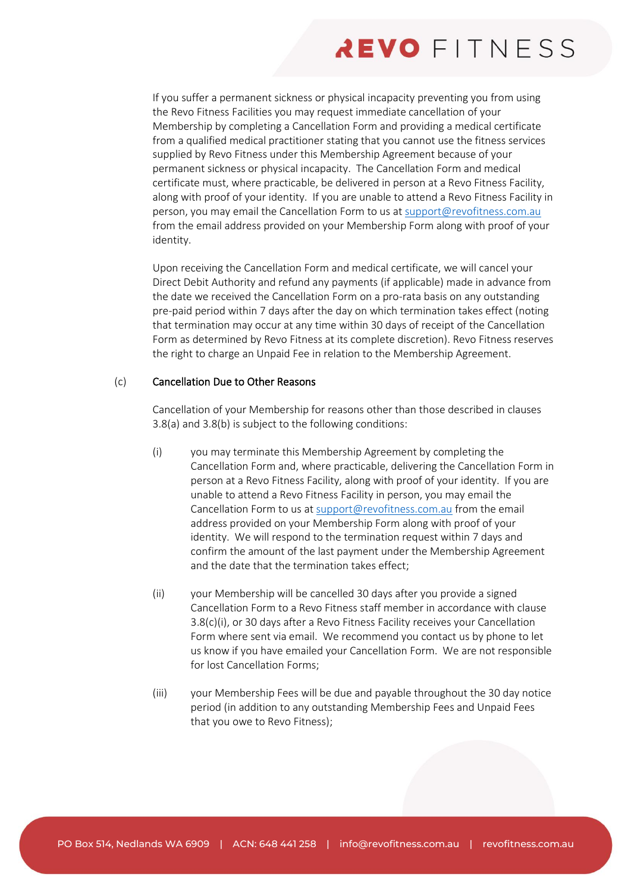If you suffer a permanent sickness or physical incapacity preventing you from using the Revo Fitness Facilities you may request immediate cancellation of your Membership by completing a Cancellation Form and providing a medical certificate from a qualified medical practitioner stating that you cannot use the fitness services supplied by Revo Fitness under this Membership Agreement because of your permanent sickness or physical incapacity. The Cancellation Form and medical certificate must, where practicable, be delivered in person at a Revo Fitness Facility, along with proof of your identity. If you are unable to attend a Revo Fitness Facility in person, you may email the Cancellation Form to us at support@revofitness.com.au from the email address provided on your Membership Form along with proof of your identity.

Upon receiving the Cancellation Form and medical certificate, we will cancel your Direct Debit Authority and refund any payments (if applicable) made in advance from the date we received the Cancellation Form on a pro-rata basis on any outstanding pre-paid period within 7 days after the day on which termination takes effect (noting that termination may occur at any time within 30 days of receipt of the Cancellation Form as determined by Revo Fitness at its complete discretion). Revo Fitness reserves the right to charge an Unpaid Fee in relation to the Membership Agreement.

(c) Cancellation Due to Other Reasons

Cancellation of your Membership for reasons other than those described in clauses 3.8(a) and 3.8(b) is subject to the following conditions:

(i) you may terminate this Membership Agreement by completing the Cancellation Form and, where practicable, delivering the Cancellation Form in person at a Revo Fitness Facility, along with proof of your identity. If you are unable to attend a Revo Fitness Facility in person, you may email the Cancellation Form to us at support@revofitness.com.au from the email address provided on your Membership Form along with proof of your identity. We will respond to the termination request within 7 days and confirm the amount of the last payment under the Membership Agreement and the date that the termination takes effect;

(ii) your Membership will be cancelled 30 days after you provide a signed Cancellation Form to a Revo Fitness staff member in accordance with clause 3.8(c)(i), or 30 days after a Revo Fitness Facility receives your Cancellation Form where sent via email. We recommend you contact us by phone to let us know if you have emailed your Cancellation Form. We are not responsible for lost Cancellation Forms;

(iii) your Membership Fees will be due and payable throughout the 30 day notice period (in addition to any outstanding Membership Fees and Unpaid Fees that you owe to Revo Fitness);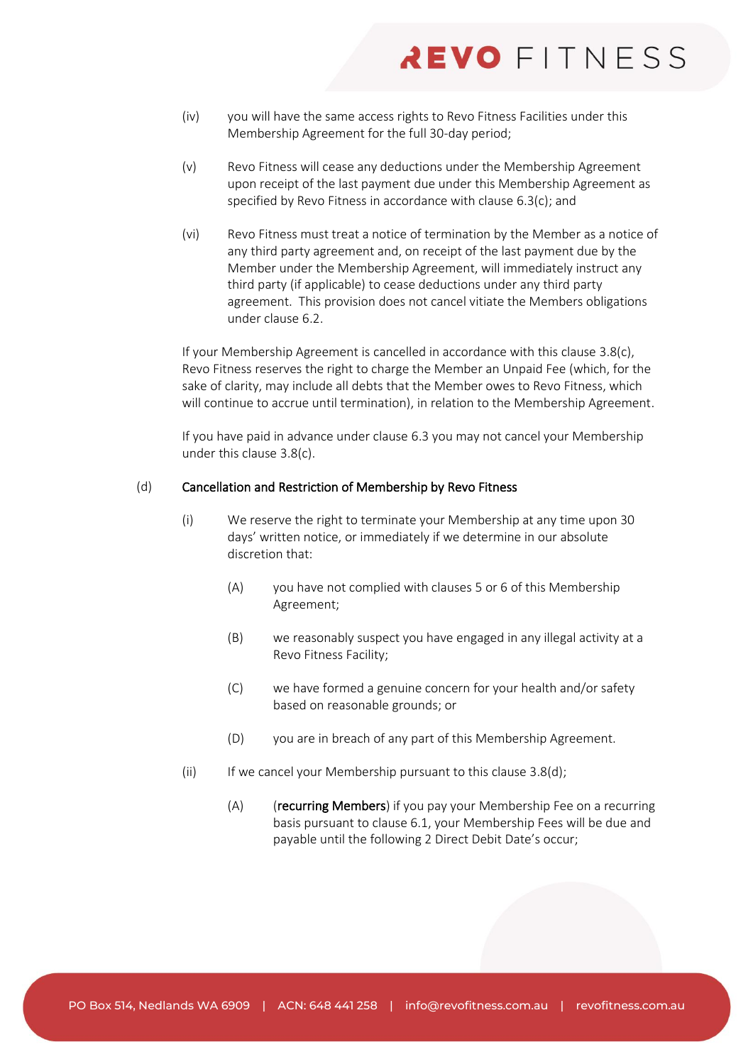(iv) you will have the same access rights to Revo Fitness Facilities under this Membership Agreement for the full 30-day period;

(v) Revo Fitness will cease any deductions under the Membership Agreement upon receipt of the last payment due under this Membership Agreement as specified by Revo Fitness in accordance with clause 6.3(c); and

(vi) Revo Fitness must treat a notice of termination by the Member as a notice of any third party agreement and, on receipt of the last payment due by the Member under the Membership Agreement, will immediately instruct any third party (if applicable) to cease deductions under any third party agreement. This provision does not cancel vitiate the Members obligations under clause 6.2.

If your Membership Agreement is cancelled in accordance with this clause 3.8(c), Revo Fitness reserves the right to charge the Member an Unpaid Fee (which, for the sake of clarity, may include all debts that the Member owes to Revo Fitness, which will continue to accrue until termination), in relation to the Membership Agreement.

If you have paid in advance under clause 6.3 you may not cancel your Membership under this clause 3.8(c).

(d) Cancellation and Restriction of Membership by Revo Fitness

(i) We reserve the right to terminate your Membership at any time upon 30 days' written notice, or immediately if we determine in our absolute discretion that:

(A) you have not complied with clauses 5 or 6 of this Membership Agreement;

(B) we reasonably suspect you have engaged in any illegal activity at a Revo Fitness Facility;

(C) we have formed a genuine concern for your health and/or safety based on reasonable grounds; or

(D) you are in breach of any part of this Membership Agreement.

(ii) If we cancel your Membership pursuant to this clause 3.8(d);

(A) (**recurring Members**) if you pay your Membership Fee on a recurring basis pursuant to clause 6.1, your Membership Fees will be due and payable until the following 2 Direct Debit Date's occur;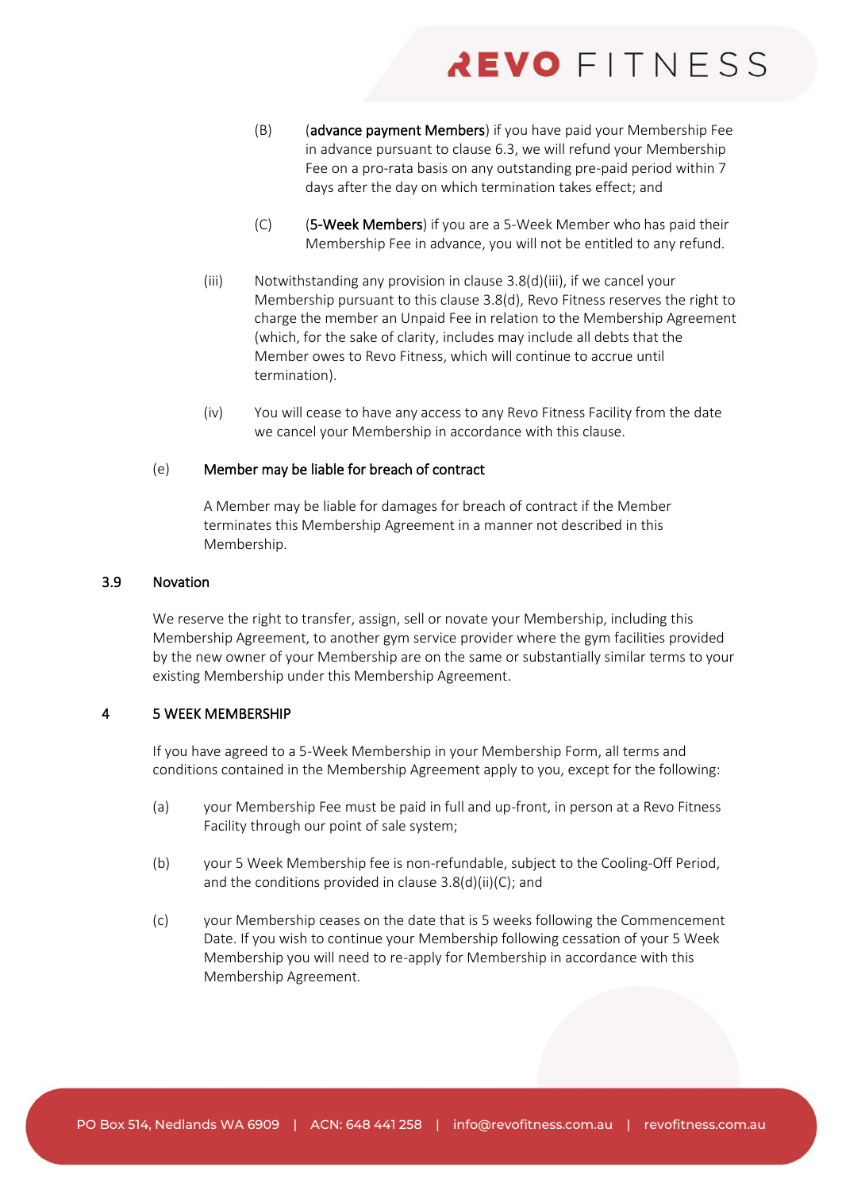(B) (**advance payment Members**) if you have paid your Membership Fee in advance pursuant to clause 6.3, we will refund your Membership Fee on a pro-rata basis on any outstanding pre-paid period within 7 days after the day on which termination takes effect; and

(C) (**5-Week Members**) if you are a 5-Week Member who has paid their Membership Fee in advance, you will not be entitled to any refund.

(iii) Notwithstanding any provision in clause 3.8(d)(iii), if we cancel your Membership pursuant to this clause 3.8(d), Revo Fitness reserves the right to charge the member an Unpaid Fee in relation to the Membership Agreement (which, for the sake of clarity, includes may include all debts that the Member owes to Revo Fitness, which will continue to accrue until termination).

(iv) You will cease to have any access to any Revo Fitness Facility from the date we cancel your Membership in accordance with this clause.

(e) **Member may be liable for breach of contract**

A Member may be liable for damages for breach of contract if the Member terminates this Membership Agreement in a manner not described in this Membership.

### 3.9 Novation

We reserve the right to transfer, assign, sell or novate your Membership, including this Membership Agreement, to another gym service provider where the gym facilities provided by the new owner of your Membership are on the same or substantially similar terms to your existing Membership under this Membership Agreement.

## 4 5 WEEK MEMBERSHIP

If you have agreed to a 5-Week Membership in your Membership Form, all terms and conditions contained in the Membership Agreement apply to you, except for the following:

(a) your Membership Fee must be paid in full and up-front, in person at a Revo Fitness Facility through our point of sale system;

(b) your 5 Week Membership fee is non-refundable, subject to the Cooling-Off Period, and the conditions provided in clause 3.8(d)(ii)(C); and

(c) your Membership ceases on the date that is 5 weeks following the Commencement Date. If you wish to continue your Membership following cessation of your 5 Week Membership you will need to re-apply for Membership in accordance with this Membership Agreement.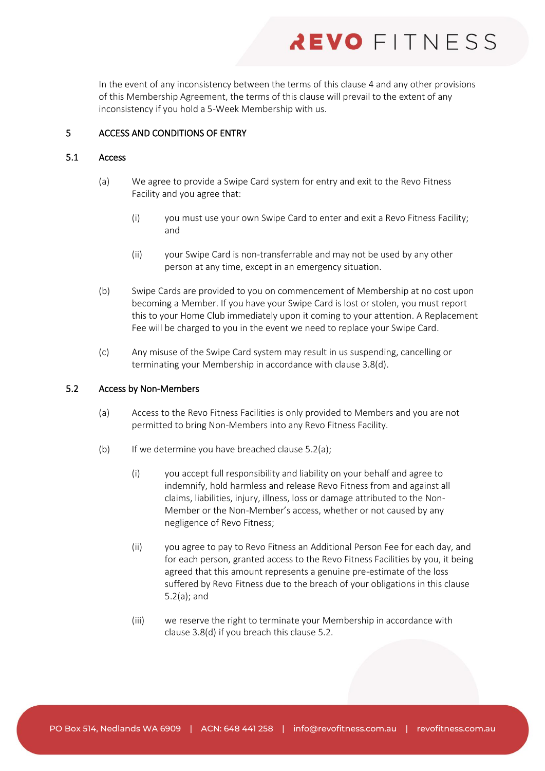In the event of any inconsistency between the terms of this clause 4 and any other provisions of this Membership Agreement, the terms of this clause will prevail to the extent of any inconsistency if you hold a 5-Week Membership with us.

## 5 ACCESS AND CONDITIONS OF ENTRY

### 5.1 Access

(a) We agree to provide a Swipe Card system for entry and exit to the Revo Fitness Facility and you agree that:

(i) you must use your own Swipe Card to enter and exit a Revo Fitness Facility; and

(ii) your Swipe Card is non-transferrable and may not be used by any other person at any time, except in an emergency situation.

(b) Swipe Cards are provided to you on commencement of Membership at no cost upon becoming a Member. If you have your Swipe Card is lost or stolen, you must report this to your Home Club immediately upon it coming to your attention. A Replacement Fee will be charged to you in the event we need to replace your Swipe Card.

(c) Any misuse of the Swipe Card system may result in us suspending, cancelling or terminating your Membership in accordance with clause 3.8(d).

### 5.2 Access by Non-Members

(a) Access to the Revo Fitness Facilities is only provided to Members and you are not permitted to bring Non-Members into any Revo Fitness Facility.

(b) If we determine you have breached clause 5.2(a);

(i) you accept full responsibility and liability on your behalf and agree to indemnify, hold harmless and release Revo Fitness from and against all claims, liabilities, injury, illness, loss or damage attributed to the Non-Member or the Non-Member's access, whether or not caused by any negligence of Revo Fitness;

(ii) you agree to pay to Revo Fitness an Additional Person Fee for each day, and for each person, granted access to the Revo Fitness Facilities by you, it being agreed that this amount represents a genuine pre-estimate of the loss suffered by Revo Fitness due to the breach of your obligations in this clause 5.2(a); and

(iii) we reserve the right to terminate your Membership in accordance with clause 3.8(d) if you breach this clause 5.2.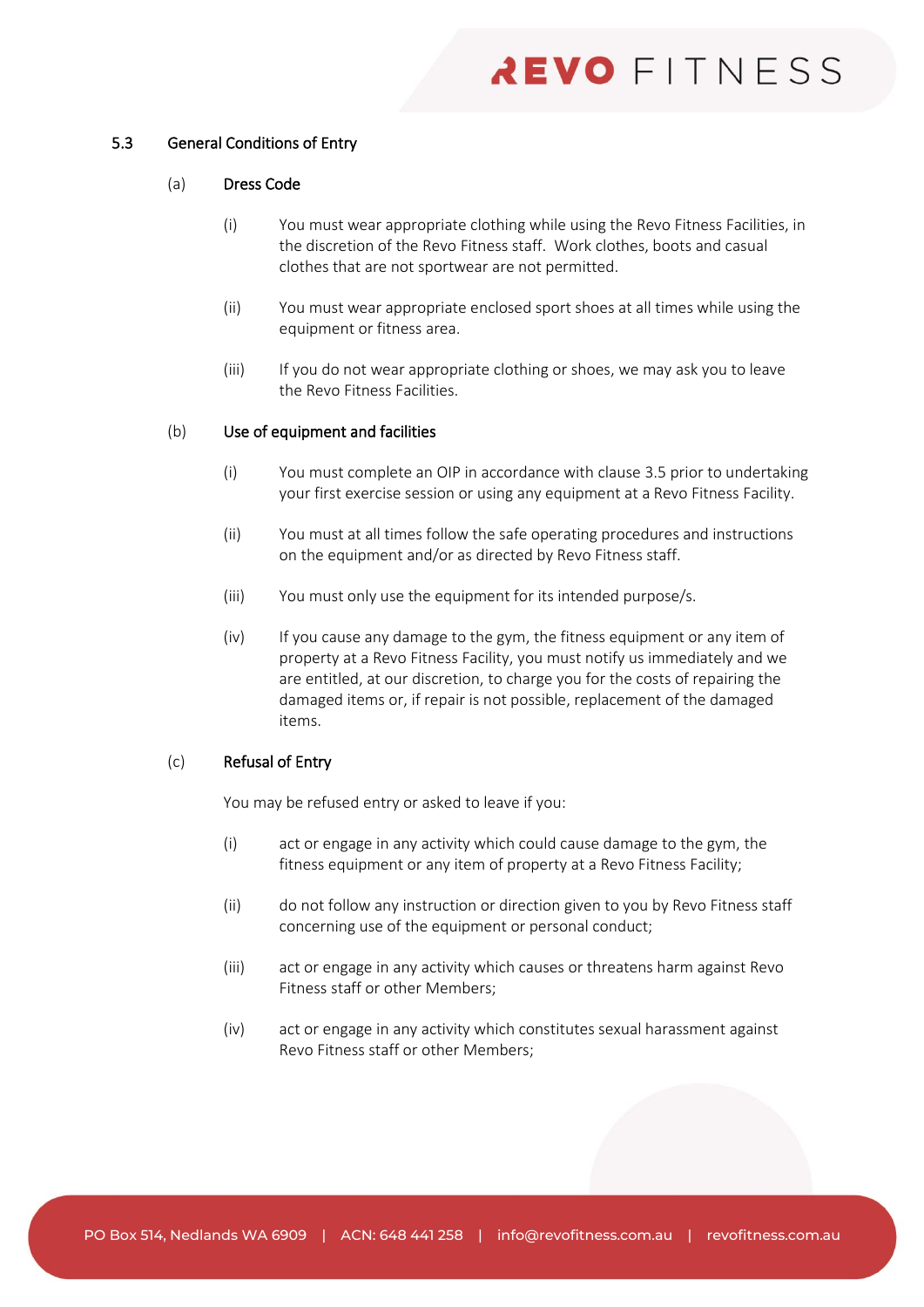### 5.3 General Conditions of Entry

#### (a) Dress Code

(i) You must wear appropriate clothing while using the Revo Fitness Facilities, in the discretion of the Revo Fitness staff. Work clothes, boots and casual clothes that are not sportwear are not permitted.

(ii) You must wear appropriate enclosed sport shoes at all times while using the equipment or fitness area.

(iii) If you do not wear appropriate clothing or shoes, we may ask you to leave the Revo Fitness Facilities.

#### (b) Use of equipment and facilities

(i) You must complete an OIP in accordance with clause 3.5 prior to undertaking your first exercise session or using any equipment at a Revo Fitness Facility.

(ii) You must at all times follow the safe operating procedures and instructions on the equipment and/or as directed by Revo Fitness staff.

(iii) You must only use the equipment for its intended purpose/s.

(iv) If you cause any damage to the gym, the fitness equipment or any item of property at a Revo Fitness Facility, you must notify us immediately and we are entitled, at our discretion, to charge you for the costs of repairing the damaged items or, if repair is not possible, replacement of the damaged items.

#### (c) Refusal of Entry

You may be refused entry or asked to leave if you:

(i) act or engage in any activity which could cause damage to the gym, the fitness equipment or any item of property at a Revo Fitness Facility;

(ii) do not follow any instruction or direction given to you by Revo Fitness staff concerning use of the equipment or personal conduct;

(iii) act or engage in any activity which causes or threatens harm against Revo Fitness staff or other Members;

(iv) act or engage in any activity which constitutes sexual harassment against Revo Fitness staff or other Members;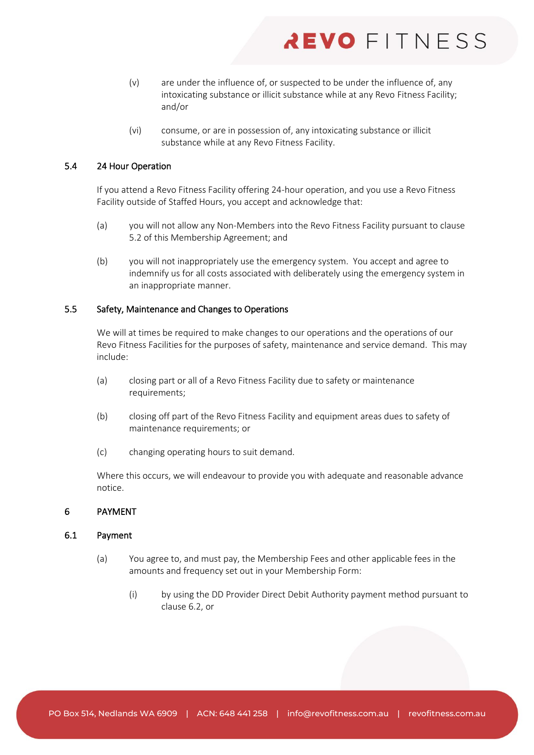(v) are under the influence of, or suspected to be under the influence of, any intoxicating substance or illicit substance while at any Revo Fitness Facility; and/or

(vi) consume, or are in possession of, any intoxicating substance or illicit substance while at any Revo Fitness Facility.

### 5.4 24 Hour Operation

If you attend a Revo Fitness Facility offering 24-hour operation, and you use a Revo Fitness Facility outside of Staffed Hours, you accept and acknowledge that:

(a) you will not allow any Non-Members into the Revo Fitness Facility pursuant to clause 5.2 of this Membership Agreement; and

(b) you will not inappropriately use the emergency system. You accept and agree to indemnify us for all costs associated with deliberately using the emergency system in an inappropriate manner.

### 5.5 Safety, Maintenance and Changes to Operations

We will at times be required to make changes to our operations and the operations of our Revo Fitness Facilities for the purposes of safety, maintenance and service demand. This may include:

(a) closing part or all of a Revo Fitness Facility due to safety or maintenance requirements;

(b) closing off part of the Revo Fitness Facility and equipment areas dues to safety of maintenance requirements; or

(c) changing operating hours to suit demand.

Where this occurs, we will endeavour to provide you with adequate and reasonable advance notice.

## 6 PAYMENT

### 6.1 Payment

(a) You agree to, and must pay, the Membership Fees and other applicable fees in the amounts and frequency set out in your Membership Form:

(i) by using the DD Provider Direct Debit Authority payment method pursuant to clause 6.2, or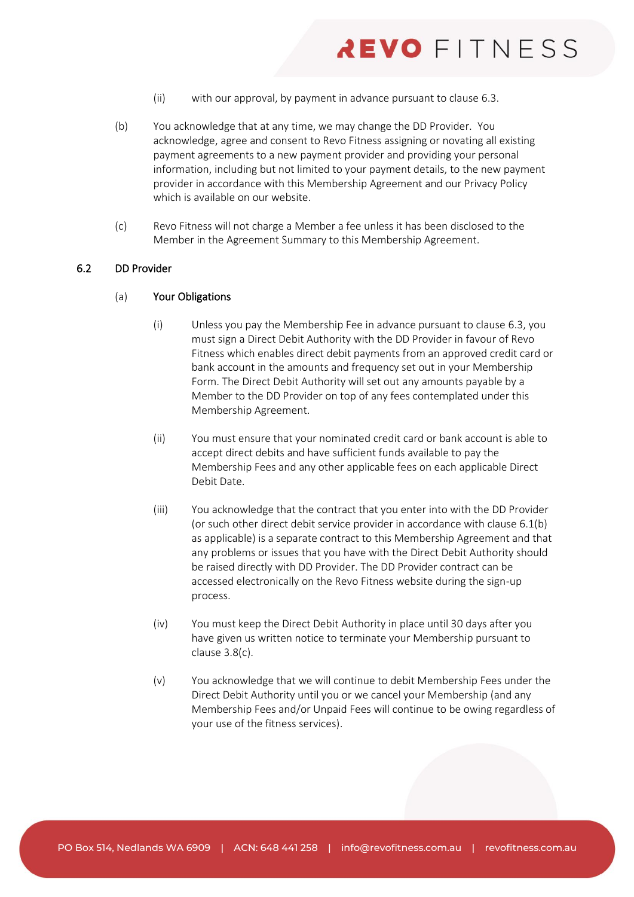(ii) with our approval, by payment in advance pursuant to clause 6.3.

(b) You acknowledge that at any time, we may change the DD Provider. You acknowledge, agree and consent to Revo Fitness assigning or novating all existing payment agreements to a new payment provider and providing your personal information, including but not limited to your payment details, to the new payment provider in accordance with this Membership Agreement and our Privacy Policy which is available on our website.

(c) Revo Fitness will not charge a Member a fee unless it has been disclosed to the Member in the Agreement Summary to this Membership Agreement.

### 6.2 DD Provider

(a) **Your Obligations**

(i) Unless you pay the Membership Fee in advance pursuant to clause 6.3, you must sign a Direct Debit Authority with the DD Provider in favour of Revo Fitness which enables direct debit payments from an approved credit card or bank account in the amounts and frequency set out in your Membership Form. The Direct Debit Authority will set out any amounts payable by a Member to the DD Provider on top of any fees contemplated under this Membership Agreement.

(ii) You must ensure that your nominated credit card or bank account is able to accept direct debits and have sufficient funds available to pay the Membership Fees and any other applicable fees on each applicable Direct Debit Date.

(iii) You acknowledge that the contract that you enter into with the DD Provider (or such other direct debit service provider in accordance with clause 6.1(b) as applicable) is a separate contract to this Membership Agreement and that any problems or issues that you have with the Direct Debit Authority should be raised directly with DD Provider. The DD Provider contract can be accessed electronically on the Revo Fitness website during the sign-up process.

(iv) You must keep the Direct Debit Authority in place until 30 days after you have given us written notice to terminate your Membership pursuant to clause 3.8(c).

(v) You acknowledge that we will continue to debit Membership Fees under the Direct Debit Authority until you or we cancel your Membership (and any Membership Fees and/or Unpaid Fees will continue to be owing regardless of your use of the fitness services).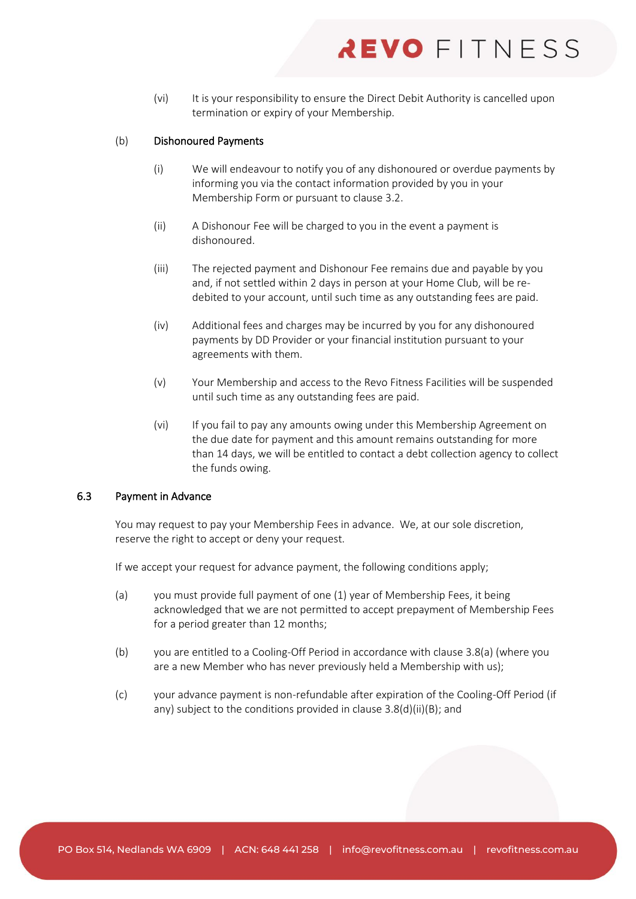(vi) It is your responsibility to ensure the Direct Debit Authority is cancelled upon termination or expiry of your Membership.

(b) Dishonoured Payments

(i) We will endeavour to notify you of any dishonoured or overdue payments by informing you via the contact information provided by you in your Membership Form or pursuant to clause 3.2.

(ii) A Dishonour Fee will be charged to you in the event a payment is dishonoured.

(iii) The rejected payment and Dishonour Fee remains due and payable by you and, if not settled within 2 days in person at your Home Club, will be re-debited to your account, until such time as any outstanding fees are paid.

(iv) Additional fees and charges may be incurred by you for any dishonoured payments by DD Provider or your financial institution pursuant to your agreements with them.

(v) Your Membership and access to the Revo Fitness Facilities will be suspended until such time as any outstanding fees are paid.

(vi) If you fail to pay any amounts owing under this Membership Agreement on the due date for payment and this amount remains outstanding for more than 14 days, we will be entitled to contact a debt collection agency to collect the funds owing.

### 6.3 Payment in Advance

You may request to pay your Membership Fees in advance. We, at our sole discretion, reserve the right to accept or deny your request.

If we accept your request for advance payment, the following conditions apply;

(a) you must provide full payment of one (1) year of Membership Fees, it being acknowledged that we are not permitted to accept prepayment of Membership Fees for a period greater than 12 months;

(b) you are entitled to a Cooling-Off Period in accordance with clause 3.8(a) (where you are a new Member who has never previously held a Membership with us);

(c) your advance payment is non-refundable after expiration of the Cooling-Off Period (if any) subject to the conditions provided in clause 3.8(d)(ii)(B); and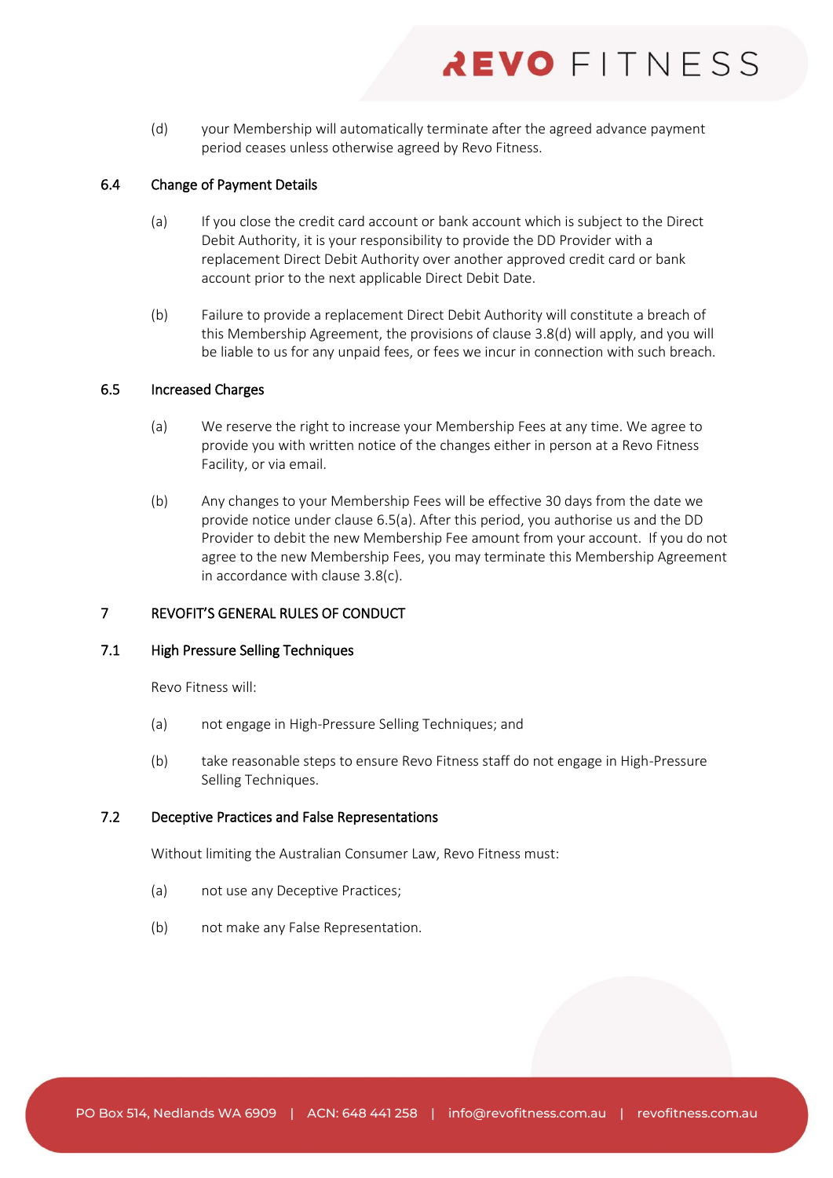(d) your Membership will automatically terminate after the agreed advance payment period ceases unless otherwise agreed by Revo Fitness.

### 6.4 Change of Payment Details

(a) If you close the credit card account or bank account which is subject to the Direct Debit Authority, it is your responsibility to provide the DD Provider with a replacement Direct Debit Authority over another approved credit card or bank account prior to the next applicable Direct Debit Date.

(b) Failure to provide a replacement Direct Debit Authority will constitute a breach of this Membership Agreement, the provisions of clause 3.8(d) will apply, and you will be liable to us for any unpaid fees, or fees we incur in connection with such breach.

### 6.5 Increased Charges

(a) We reserve the right to increase your Membership Fees at any time. We agree to provide you with written notice of the changes either in person at a Revo Fitness Facility, or via email.

(b) Any changes to your Membership Fees will be effective 30 days from the date we provide notice under clause 6.5(a). After this period, you authorise us and the DD Provider to debit the new Membership Fee amount from your account. If you do not agree to the new Membership Fees, you may terminate this Membership Agreement in accordance with clause 3.8(c).

## 7 REVOFIT'S GENERAL RULES OF CONDUCT

### 7.1 High Pressure Selling Techniques

Revo Fitness will:

(a) not engage in High-Pressure Selling Techniques; and

(b) take reasonable steps to ensure Revo Fitness staff do not engage in High-Pressure Selling Techniques.

### 7.2 Deceptive Practices and False Representations

Without limiting the Australian Consumer Law, Revo Fitness must:

(a) not use any Deceptive Practices;

(b) not make any False Representation.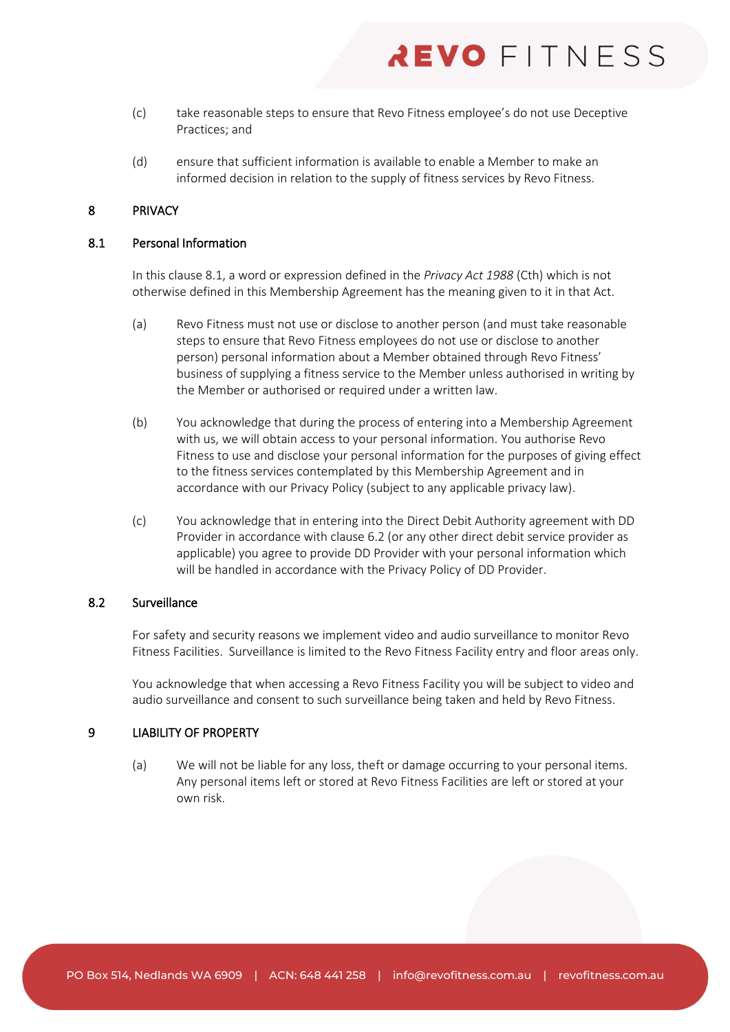(c) take reasonable steps to ensure that Revo Fitness employee's do not use Deceptive Practices; and

(d) ensure that sufficient information is available to enable a Member to make an informed decision in relation to the supply of fitness services by Revo Fitness.

## 8 PRIVACY

### 8.1 Personal Information

In this clause 8.1, a word or expression defined in the *Privacy Act 1988* (Cth) which is not otherwise defined in this Membership Agreement has the meaning given to it in that Act.

(a) Revo Fitness must not use or disclose to another person (and must take reasonable steps to ensure that Revo Fitness employees do not use or disclose to another person) personal information about a Member obtained through Revo Fitness' business of supplying a fitness service to the Member unless authorised in writing by the Member or authorised or required under a written law.

(b) You acknowledge that during the process of entering into a Membership Agreement with us, we will obtain access to your personal information. You authorise Revo Fitness to use and disclose your personal information for the purposes of giving effect to the fitness services contemplated by this Membership Agreement and in accordance with our Privacy Policy (subject to any applicable privacy law).

(c) You acknowledge that in entering into the Direct Debit Authority agreement with DD Provider in accordance with clause 6.2 (or any other direct debit service provider as applicable) you agree to provide DD Provider with your personal information which will be handled in accordance with the Privacy Policy of DD Provider.

### 8.2 Surveillance

For safety and security reasons we implement video and audio surveillance to monitor Revo Fitness Facilities. Surveillance is limited to the Revo Fitness Facility entry and floor areas only.

You acknowledge that when accessing a Revo Fitness Facility you will be subject to video and audio surveillance and consent to such surveillance being taken and held by Revo Fitness.

## 9 LIABILITY OF PROPERTY

(a) We will not be liable for any loss, theft or damage occurring to your personal items. Any personal items left or stored at Revo Fitness Facilities are left or stored at your own risk.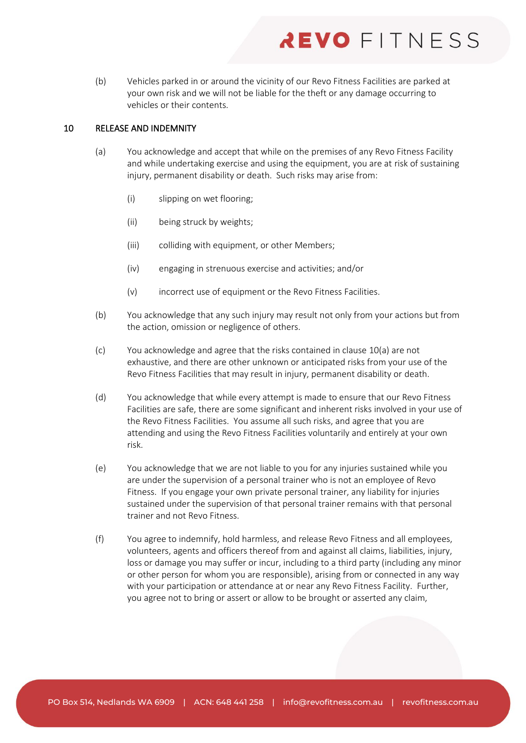(b) Vehicles parked in or around the vicinity of our Revo Fitness Facilities are parked at your own risk and we will not be liable for the theft or any damage occurring to vehicles or their contents.

## 10 RELEASE AND INDEMNITY

(a) You acknowledge and accept that while on the premises of any Revo Fitness Facility and while undertaking exercise and using the equipment, you are at risk of sustaining injury, permanent disability or death. Such risks may arise from:

(i) slipping on wet flooring;

(ii) being struck by weights;

(iii) colliding with equipment, or other Members;

(iv) engaging in strenuous exercise and activities; and/or

(v) incorrect use of equipment or the Revo Fitness Facilities.

(b) You acknowledge that any such injury may result not only from your actions but from the action, omission or negligence of others.

(c) You acknowledge and agree that the risks contained in clause 10(a) are not exhaustive, and there are other unknown or anticipated risks from your use of the Revo Fitness Facilities that may result in injury, permanent disability or death.

(d) You acknowledge that while every attempt is made to ensure that our Revo Fitness Facilities are safe, there are some significant and inherent risks involved in your use of the Revo Fitness Facilities. You assume all such risks, and agree that you are attending and using the Revo Fitness Facilities voluntarily and entirely at your own risk.

(e) You acknowledge that we are not liable to you for any injuries sustained while you are under the supervision of a personal trainer who is not an employee of Revo Fitness. If you engage your own private personal trainer, any liability for injuries sustained under the supervision of that personal trainer remains with that personal trainer and not Revo Fitness.

(f) You agree to indemnify, hold harmless, and release Revo Fitness and all employees, volunteers, agents and officers thereof from and against all claims, liabilities, injury, loss or damage you may suffer or incur, including to a third party (including any minor or other person for whom you are responsible), arising from or connected in any way with your participation or attendance at or near any Revo Fitness Facility. Further, you agree not to bring or assert or allow to be brought or asserted any claim,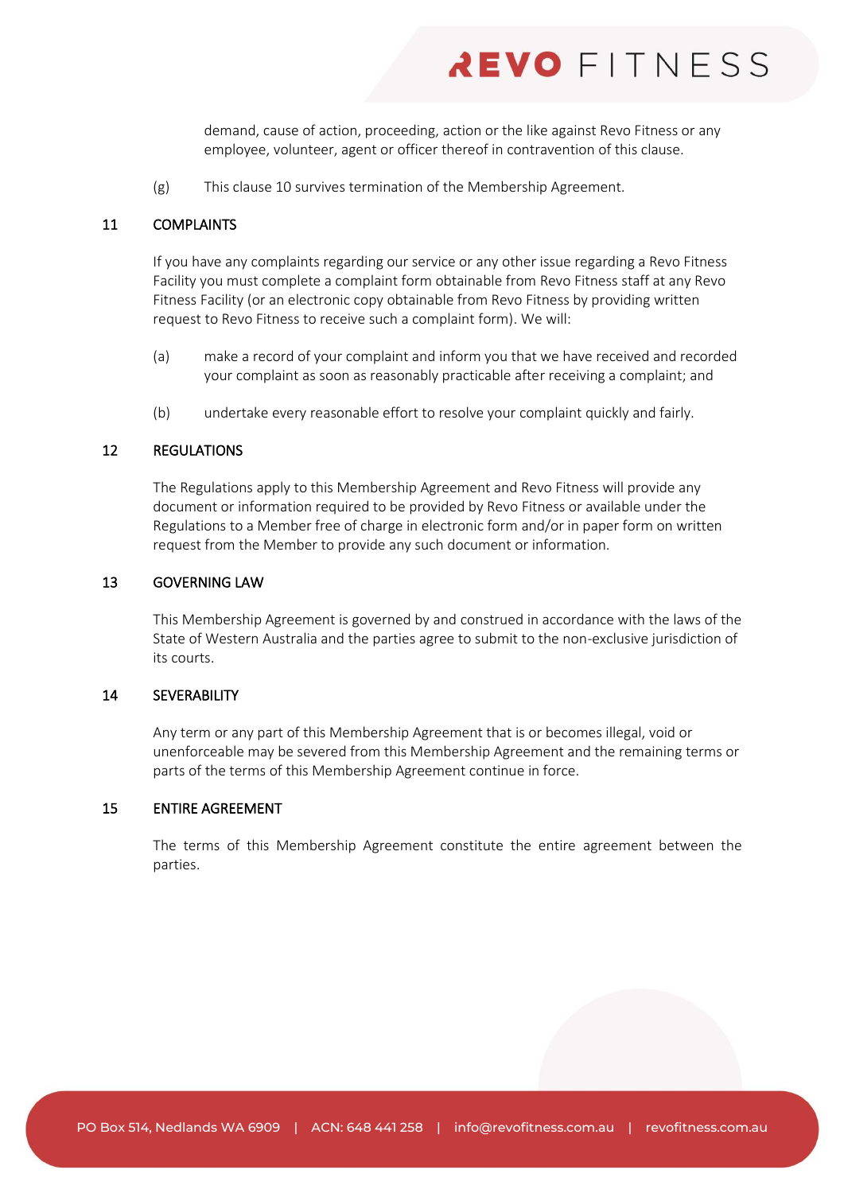demand, cause of action, proceeding, action or the like against Revo Fitness or any employee, volunteer, agent or officer thereof in contravention of this clause.

(g) This clause 10 survives termination of the Membership Agreement.

## 11 COMPLAINTS

If you have any complaints regarding our service or any other issue regarding a Revo Fitness Facility you must complete a complaint form obtainable from Revo Fitness staff at any Revo Fitness Facility (or an electronic copy obtainable from Revo Fitness by providing written request to Revo Fitness to receive such a complaint form). We will:

(a) make a record of your complaint and inform you that we have received and recorded your complaint as soon as reasonably practicable after receiving a complaint; and

(b) undertake every reasonable effort to resolve your complaint quickly and fairly.

## 12 REGULATIONS

The Regulations apply to this Membership Agreement and Revo Fitness will provide any document or information required to be provided by Revo Fitness or available under the Regulations to a Member free of charge in electronic form and/or in paper form on written request from the Member to provide any such document or information.

## 13 GOVERNING LAW

This Membership Agreement is governed by and construed in accordance with the laws of the State of Western Australia and the parties agree to submit to the non-exclusive jurisdiction of its courts.

## 14 SEVERABILITY

Any term or any part of this Membership Agreement that is or becomes illegal, void or unenforceable may be severed from this Membership Agreement and the remaining terms or parts of the terms of this Membership Agreement continue in force.

## 15 ENTIRE AGREEMENT

The terms of this Membership Agreement constitute the entire agreement between the parties.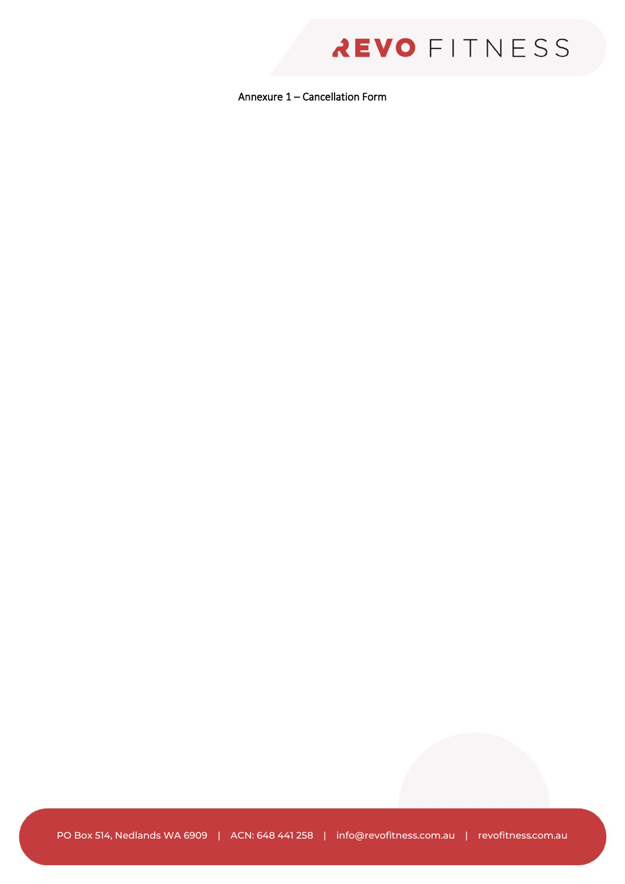Annexure 1 – Cancellation Form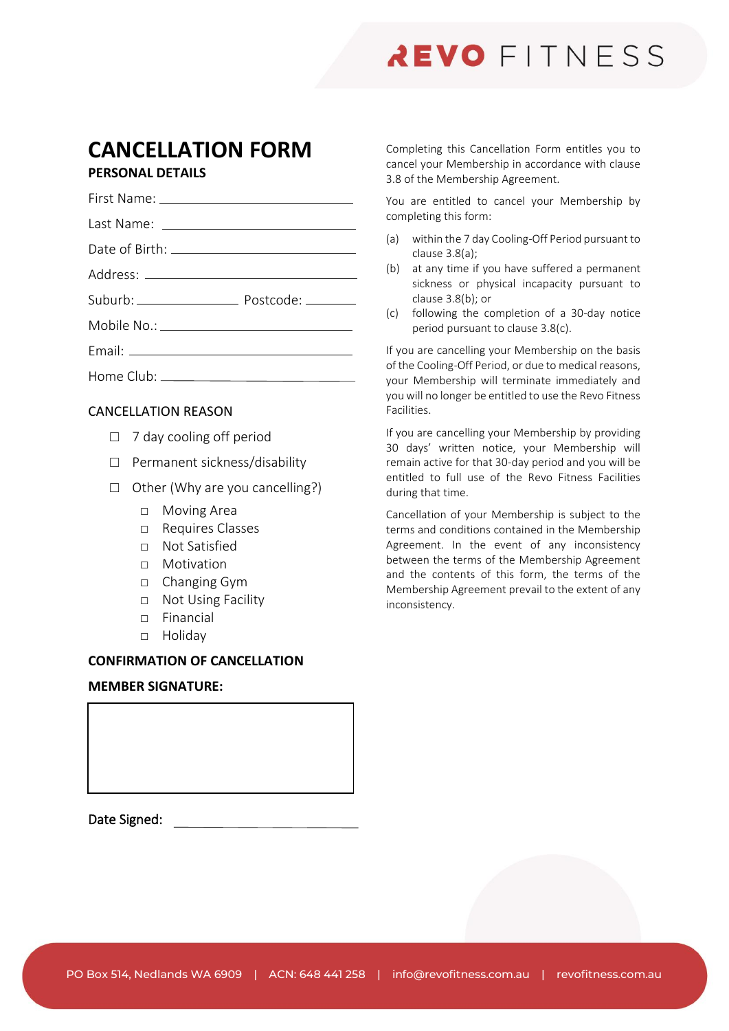REVO FITNESS

# CANCELLATION FORM

## PERSONAL DETAILS

First Name: ______________________

Last Name: ______________________

Date of Birth: ______________________

Address: ______________________

Suburb: ______________ Postcode: __________

Mobile No.: ______________________

Email: ______________________

Home Club: ______________________

## CANCELLATION REASON

- ☐ 7 day cooling off period
- ☐ Permanent sickness/disability
- ☐ Other (Why are you cancelling?)
  - ☐ Moving Area
  - ☐ Requires Classes
  - ☐ Not Satisfied
  - ☐ Motivation
  - ☐ Changing Gym
  - ☐ Not Using Facility
  - ☐ Financial
  - ☐ Holiday

## CONFIRMATION OF CANCELLATION

**MEMBER SIGNATURE:**

&nbsp;

Date Signed: ______________________

Completing this Cancellation Form entitles you to cancel your Membership in accordance with clause 3.8 of the Membership Agreement.

You are entitled to cancel your Membership by completing this form:

(a) within the 7 day Cooling-Off Period pursuant to clause 3.8(a);

(b) at any time if you have suffered a permanent sickness or physical incapacity pursuant to clause 3.8(b); or

(c) following the completion of a 30-day notice period pursuant to clause 3.8(c).

If you are cancelling your Membership on the basis of the Cooling-Off Period, or due to medical reasons, your Membership will terminate immediately and you will no longer be entitled to use the Revo Fitness Facilities.

If you are cancelling your Membership by providing 30 days' written notice, your Membership will remain active for that 30-day period and you will be entitled to full use of the Revo Fitness Facilities during that time.

Cancellation of your Membership is subject to the terms and conditions contained in the Membership Agreement. In the event of any inconsistency between the terms of the Membership Agreement and the contents of this form, the terms of the Membership Agreement prevail to the extent of any inconsistency.

PO Box 514, Nedlands WA 6909 | ACN: 648 441 258 | info@revofitness.com.au | revofitness.com.au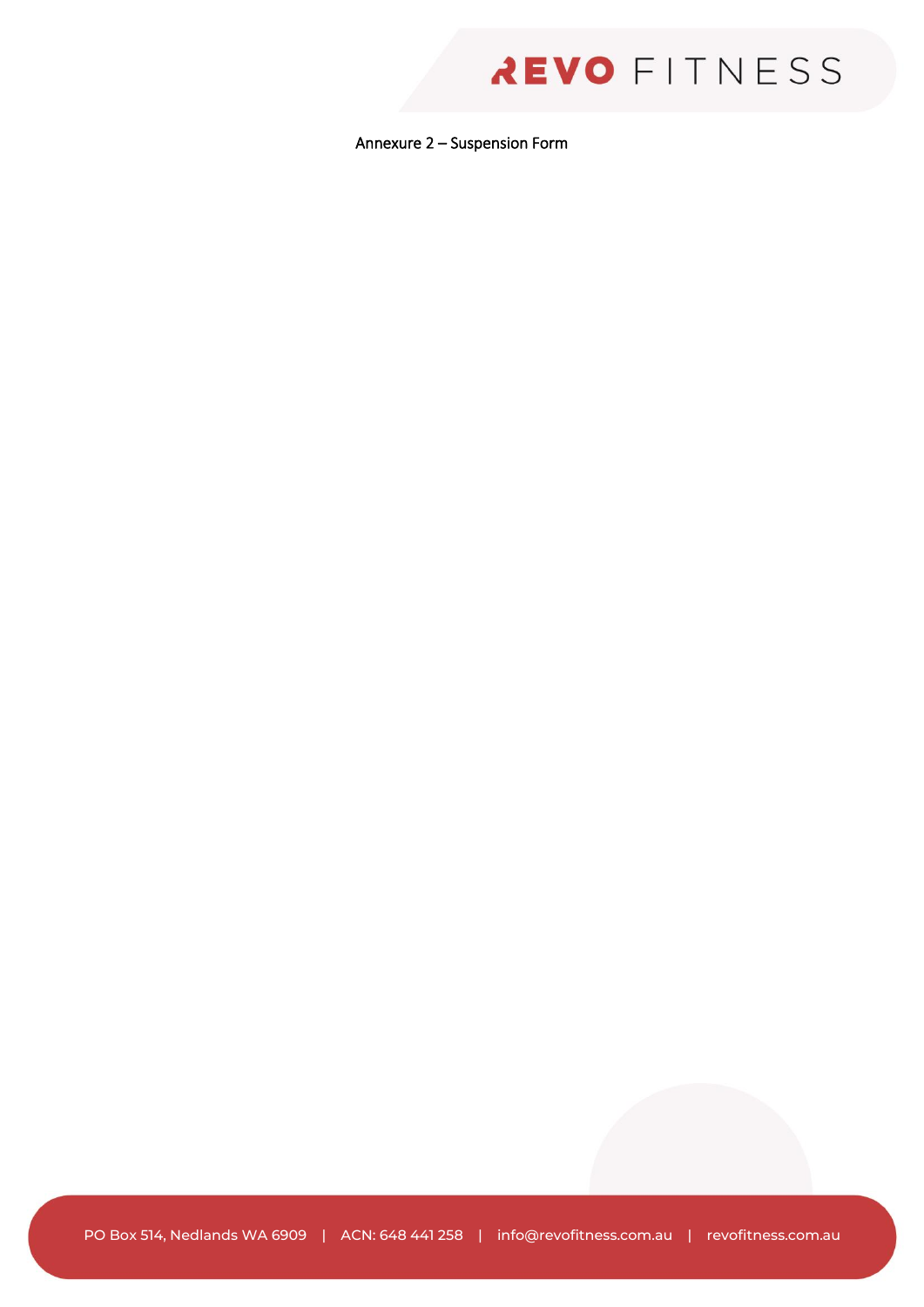Annexure 2 – Suspension Form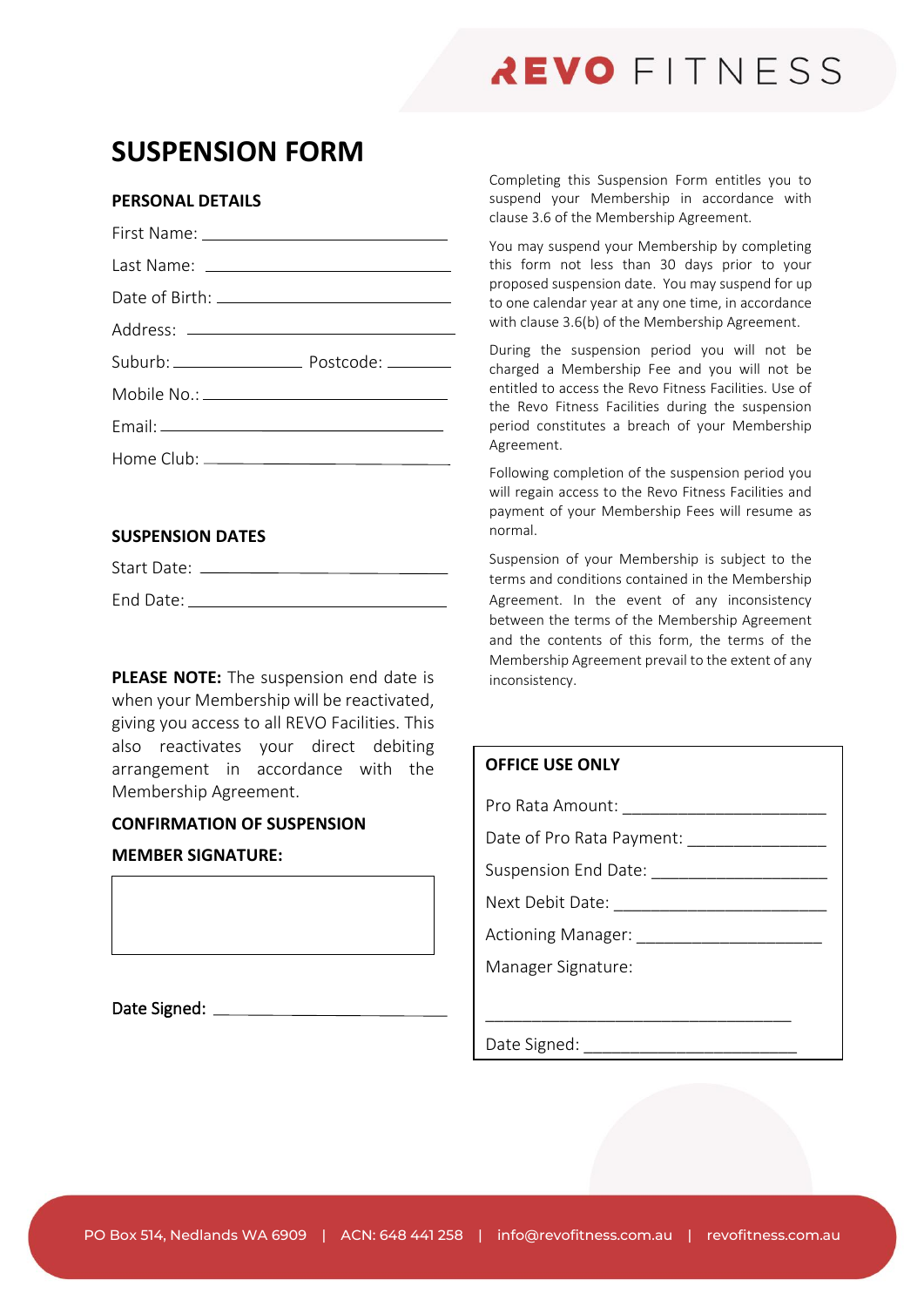REVO FITNESS

# SUSPENSION FORM

### PERSONAL DETAILS

First Name: ______________________________

Last Name: ______________________________

Date of Birth: ______________________________

Address: ______________________________

Suburb: ________________ Postcode: __________

Mobile No.: ______________________________

Email: ______________________________

Home Club: ______________________________

### SUSPENSION DATES

Start Date: ______________________________

End Date: ______________________________

**PLEASE NOTE:** The suspension end date is when your Membership will be reactivated, giving you access to all REVO Facilities. This also reactivates your direct debiting arrangement in accordance with the Membership Agreement.

### CONFIRMATION OF SUSPENSION

**MEMBER SIGNATURE:**

Date Signed: ______________________________

Completing this Suspension Form entitles you to suspend your Membership in accordance with clause 3.6 of the Membership Agreement.

You may suspend your Membership by completing this form not less than 30 days prior to your proposed suspension date. You may suspend for up to one calendar year at any one time, in accordance with clause 3.6(b) of the Membership Agreement.

During the suspension period you will not be charged a Membership Fee and you will not be entitled to access the Revo Fitness Facilities. Use of the Revo Fitness Facilities during the suspension period constitutes a breach of your Membership Agreement.

Following completion of the suspension period you will regain access to the Revo Fitness Facilities and payment of your Membership Fees will resume as normal.

Suspension of your Membership is subject to the terms and conditions contained in the Membership Agreement. In the event of any inconsistency between the terms of the Membership Agreement and the contents of this form, the terms of the Membership Agreement prevail to the extent of any inconsistency.

### OFFICE USE ONLY

Pro Rata Amount: ______________________________

Date of Pro Rata Payment: ______________________________

Suspension End Date: ______________________________

Next Debit Date: ______________________________

Actioning Manager: ______________________________

Manager Signature:

______________________________

Date Signed: ______________________________

PO Box 514, Nedlands WA 6909 | ACN: 648 441 258 | info@revofitness.com.au | revofitness.com.au